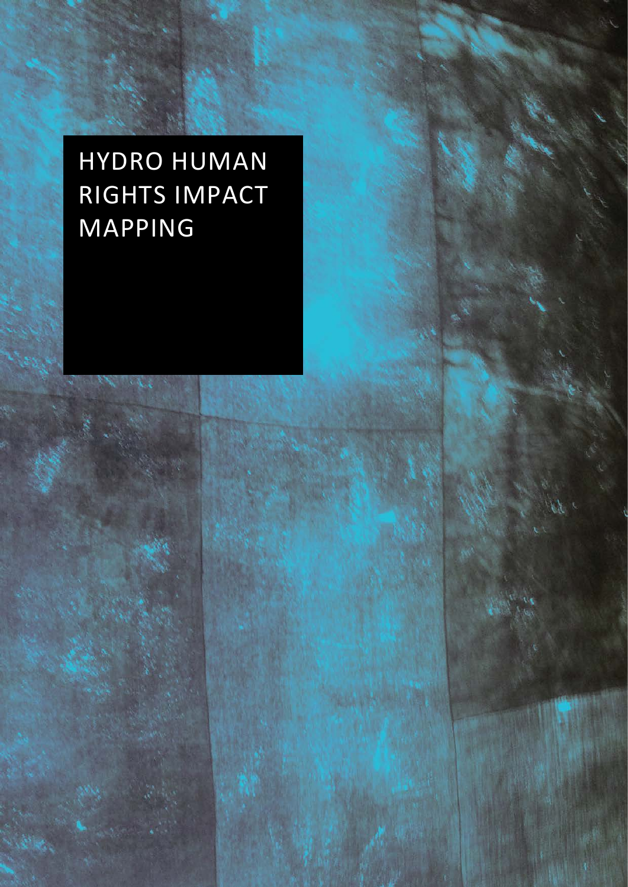# HYDRO HUMAN RIGHTS IMPACT MAPPING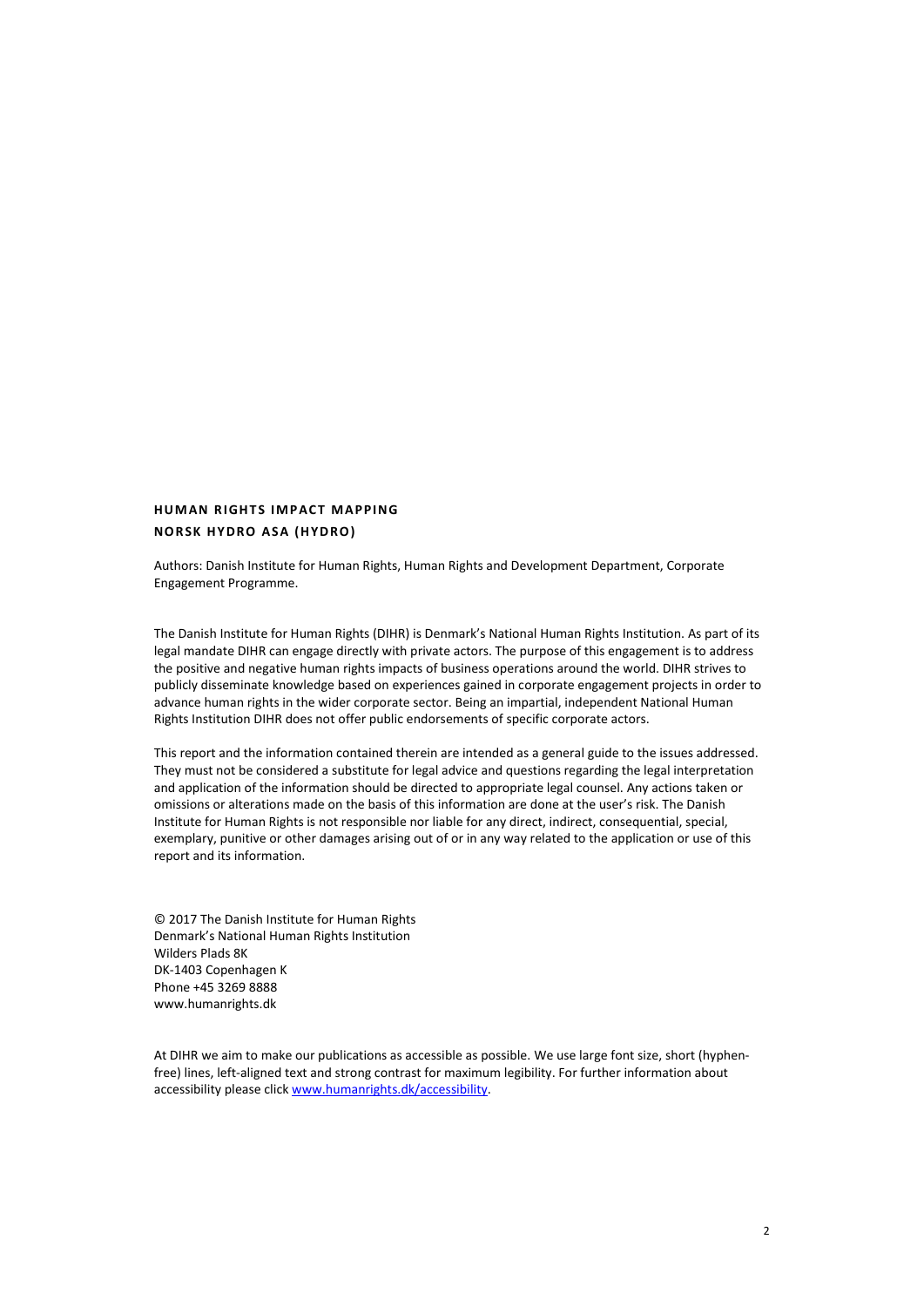**HUMAN RIGHTS IMPACT MAPPING**

**NORSK HYDRO ASA (HYDRO)**

Authors: Danish Institute for Human Rights, Human Rights and Development Department, Corporate Engagement Programme.

The Danish Institute for Human Rights (DIHR) is Denmark's National Human Rights Institution. As part of its legal mandate DIHR can engage directly with private actors. The purpose of this engagement is to address the positive and negative human rights impacts of business operations around the world. DIHR strives to publicly disseminate knowledge based on experiences gained in corporate engagement projects in order to advance human rights in the wider corporate sector. Being an impartial, independent National Human Rights Institution DIHR does not offer public endorsements of specific corporate actors.

This report and the information contained therein are intended as a general guide to the issues addressed. They must not be considered a substitute for legal advice and questions regarding the legal interpretation and application of the information should be directed to appropriate legal counsel. Any actions taken or omissions or alterations made on the basis of this information are done at the user's risk. The Danish Institute for Human Rights is not responsible nor liable for any direct, indirect, consequential, special, exemplary, punitive or other damages arising out of or in any way related to the application or use of this report and its information.

© 2017 The Danish Institute for Human Rights
Denmark's National Human Rights Institution
Wilders Plads 8K
DK-1403 Copenhagen K
Phone +45 3269 8888
www.humanrights.dk

At DIHR we aim to make our publications as accessible as possible. We use large font size, short (hyphen-free) lines, left-aligned text and strong contrast for maximum legibility. For further information about accessibility please click [www.humanrights.dk/accessibility](www.humanrights.dk/accessibility).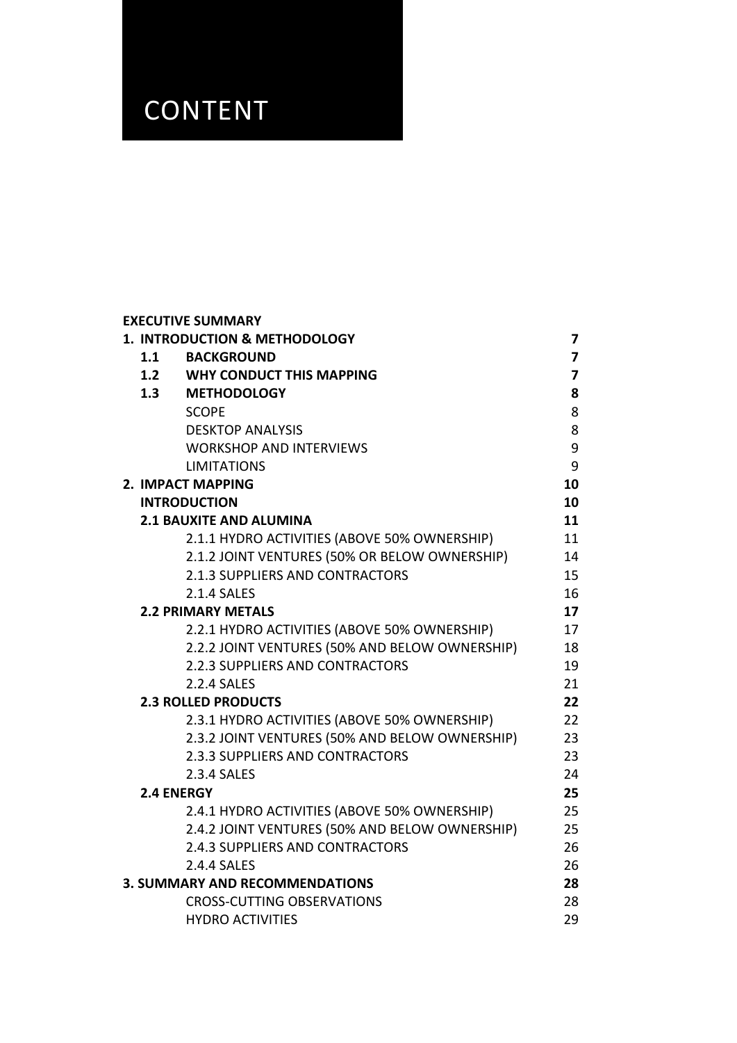# CONTENT

| | |
|---|---|
| **EXECUTIVE SUMMARY** | |
| **1. INTRODUCTION & METHODOLOGY** | **7** |
| **1.1 BACKGROUND** | **7** |
| **1.2 WHY CONDUCT THIS MAPPING** | **7** |
| **1.3 METHODOLOGY** | **8** |
| SCOPE | 8 |
| DESKTOP ANALYSIS | 8 |
| WORKSHOP AND INTERVIEWS | 9 |
| LIMITATIONS | 9 |
| **2. IMPACT MAPPING** | **10** |
| **INTRODUCTION** | **10** |
| **2.1 BAUXITE AND ALUMINA** | **11** |
| 2.1.1 HYDRO ACTIVITIES (ABOVE 50% OWNERSHIP) | 11 |
| 2.1.2 JOINT VENTURES (50% OR BELOW OWNERSHIP) | 14 |
| 2.1.3 SUPPLIERS AND CONTRACTORS | 15 |
| 2.1.4 SALES | 16 |
| **2.2 PRIMARY METALS** | **17** |
| 2.2.1 HYDRO ACTIVITIES (ABOVE 50% OWNERSHIP) | 17 |
| 2.2.2 JOINT VENTURES (50% AND BELOW OWNERSHIP) | 18 |
| 2.2.3 SUPPLIERS AND CONTRACTORS | 19 |
| 2.2.4 SALES | 21 |
| **2.3 ROLLED PRODUCTS** | **22** |
| 2.3.1 HYDRO ACTIVITIES (ABOVE 50% OWNERSHIP) | 22 |
| 2.3.2 JOINT VENTURES (50% AND BELOW OWNERSHIP) | 23 |
| 2.3.3 SUPPLIERS AND CONTRACTORS | 23 |
| 2.3.4 SALES | 24 |
| **2.4 ENERGY** | **25** |
| 2.4.1 HYDRO ACTIVITIES (ABOVE 50% OWNERSHIP) | 25 |
| 2.4.2 JOINT VENTURES (50% AND BELOW OWNERSHIP) | 25 |
| 2.4.3 SUPPLIERS AND CONTRACTORS | 26 |
| 2.4.4 SALES | 26 |
| **3. SUMMARY AND RECOMMENDATIONS** | **28** |
| CROSS-CUTTING OBSERVATIONS | 28 |
| HYDRO ACTIVITIES | 29 |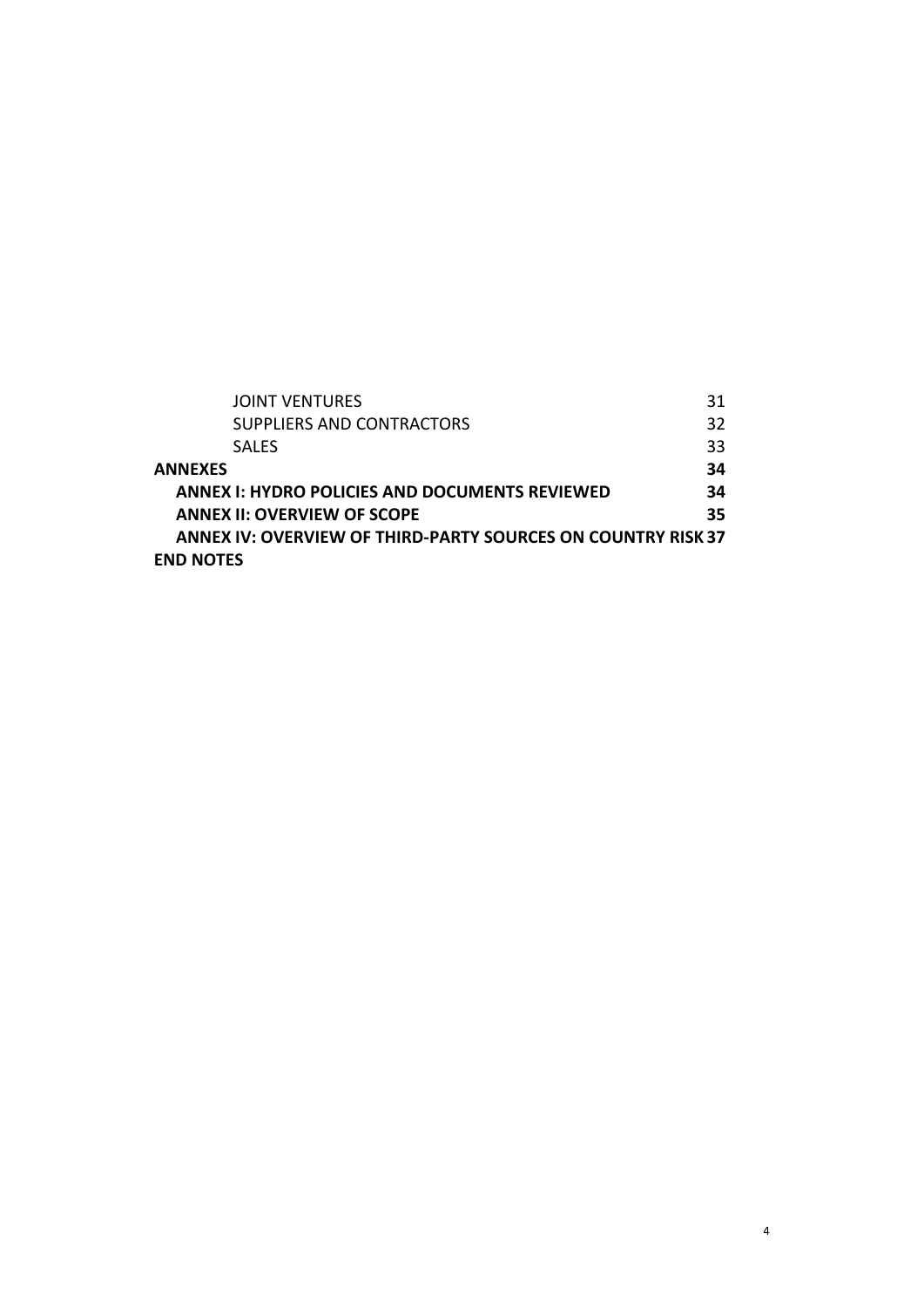| | |
|---|---|
| JOINT VENTURES | 31 |
| SUPPLIERS AND CONTRACTORS | 32 |
| SALES | 33 |
| **ANNEXES** | **34** |
| **ANNEX I: HYDRO POLICIES AND DOCUMENTS REVIEWED** | **34** |
| **ANNEX II: OVERVIEW OF SCOPE** | **35** |
| **ANNEX IV: OVERVIEW OF THIRD-PARTY SOURCES ON COUNTRY RISK** | **37** |
| **END NOTES** | |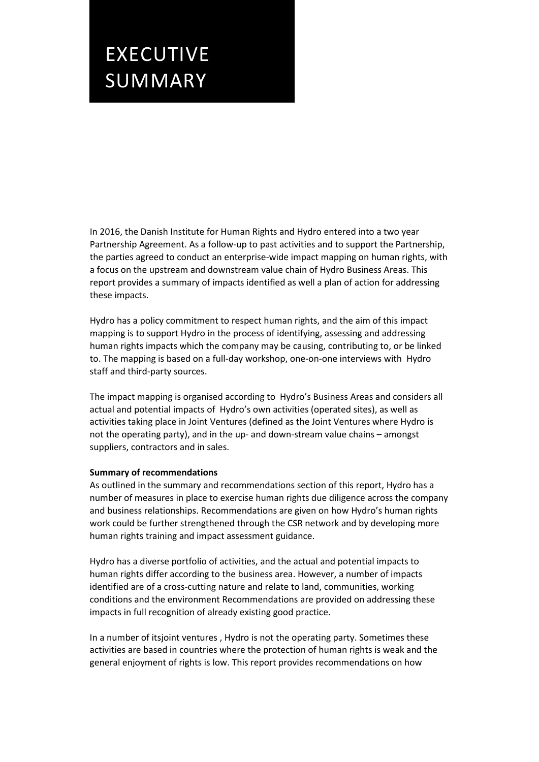# EXECUTIVE SUMMARY

In 2016, the Danish Institute for Human Rights and Hydro entered into a two year Partnership Agreement. As a follow-up to past activities and to support the Partnership, the parties agreed to conduct an enterprise-wide impact mapping on human rights, with a focus on the upstream and downstream value chain of Hydro Business Areas. This report provides a summary of impacts identified as well a plan of action for addressing these impacts.

Hydro has a policy commitment to respect human rights, and the aim of this impact mapping is to support Hydro in the process of identifying, assessing and addressing human rights impacts which the company may be causing, contributing to, or be linked to. The mapping is based on a full-day workshop, one-on-one interviews with Hydro staff and third-party sources.

The impact mapping is organised according to Hydro's Business Areas and considers all actual and potential impacts of Hydro's own activities (operated sites), as well as activities taking place in Joint Ventures (defined as the Joint Ventures where Hydro is not the operating party), and in the up- and down-stream value chains – amongst suppliers, contractors and in sales.

**Summary of recommendations**

As outlined in the summary and recommendations section of this report, Hydro has a number of measures in place to exercise human rights due diligence across the company and business relationships. Recommendations are given on how Hydro's human rights work could be further strengthened through the CSR network and by developing more human rights training and impact assessment guidance.

Hydro has a diverse portfolio of activities, and the actual and potential impacts to human rights differ according to the business area. However, a number of impacts identified are of a cross-cutting nature and relate to land, communities, working conditions and the environment Recommendations are provided on addressing these impacts in full recognition of already existing good practice.

In a number of itsjoint ventures , Hydro is not the operating party. Sometimes these activities are based in countries where the protection of human rights is weak and the general enjoyment of rights is low. This report provides recommendations on how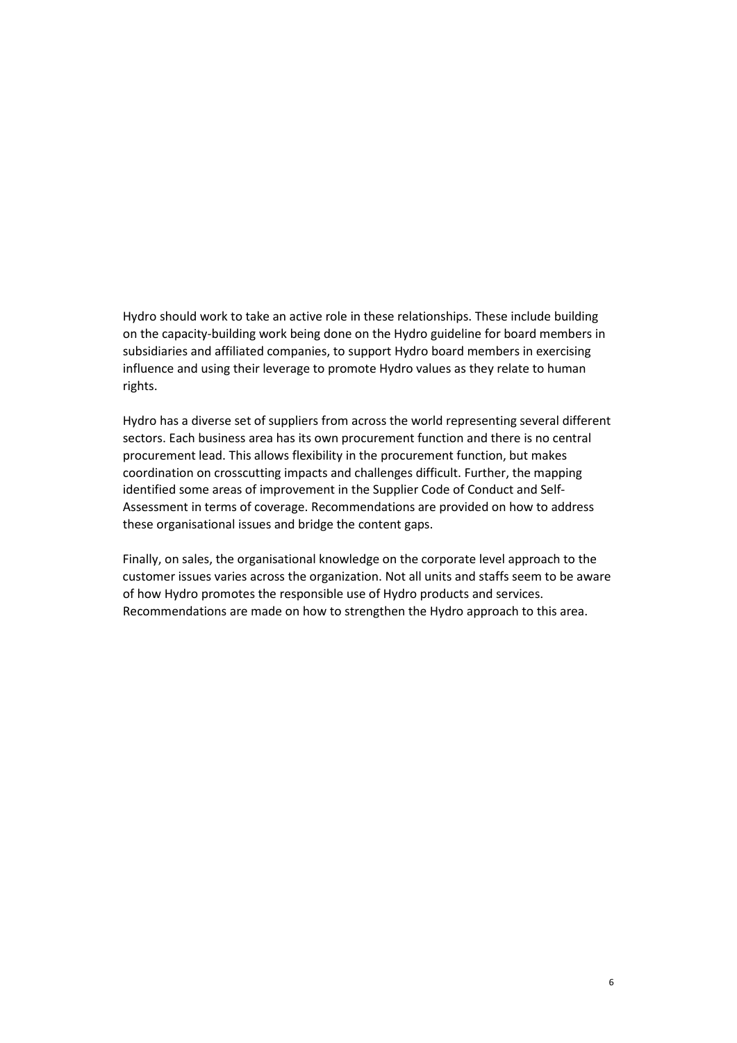Hydro should work to take an active role in these relationships. These include building on the capacity-building work being done on the Hydro guideline for board members in subsidiaries and affiliated companies, to support Hydro board members in exercising influence and using their leverage to promote Hydro values as they relate to human rights.

Hydro has a diverse set of suppliers from across the world representing several different sectors. Each business area has its own procurement function and there is no central procurement lead. This allows flexibility in the procurement function, but makes coordination on crosscutting impacts and challenges difficult. Further, the mapping identified some areas of improvement in the Supplier Code of Conduct and Self-Assessment in terms of coverage. Recommendations are provided on how to address these organisational issues and bridge the content gaps.

Finally, on sales, the organisational knowledge on the corporate level approach to the customer issues varies across the organization. Not all units and staffs seem to be aware of how Hydro promotes the responsible use of Hydro products and services. Recommendations are made on how to strengthen the Hydro approach to this area.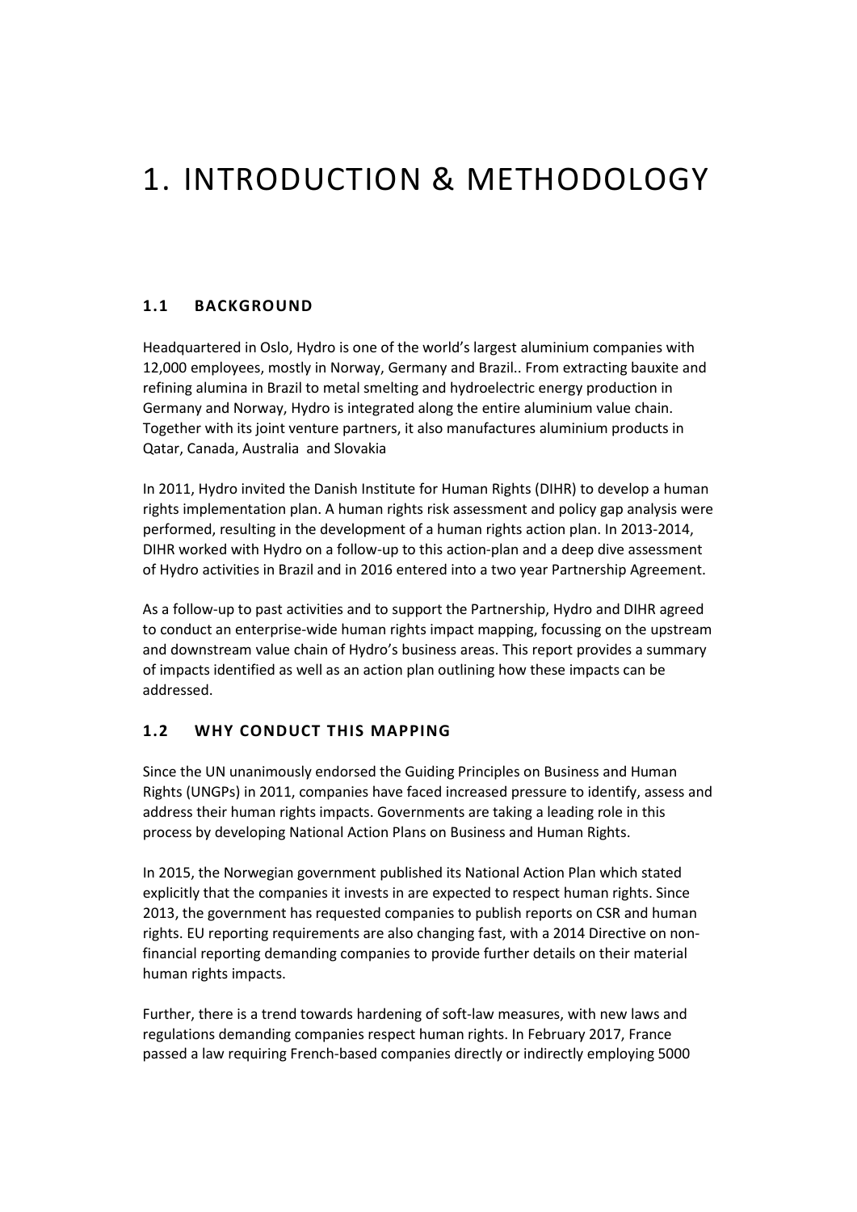# 1. INTRODUCTION & METHODOLOGY

## 1.1 BACKGROUND

Headquartered in Oslo, Hydro is one of the world's largest aluminium companies with 12,000 employees, mostly in Norway, Germany and Brazil.. From extracting bauxite and refining alumina in Brazil to metal smelting and hydroelectric energy production in Germany and Norway, Hydro is integrated along the entire aluminium value chain. Together with its joint venture partners, it also manufactures aluminium products in Qatar, Canada, Australia and Slovakia

In 2011, Hydro invited the Danish Institute for Human Rights (DIHR) to develop a human rights implementation plan. A human rights risk assessment and policy gap analysis were performed, resulting in the development of a human rights action plan. In 2013-2014, DIHR worked with Hydro on a follow-up to this action-plan and a deep dive assessment of Hydro activities in Brazil and in 2016 entered into a two year Partnership Agreement.

As a follow-up to past activities and to support the Partnership, Hydro and DIHR agreed to conduct an enterprise-wide human rights impact mapping, focussing on the upstream and downstream value chain of Hydro's business areas. This report provides a summary of impacts identified as well as an action plan outlining how these impacts can be addressed.

## 1.2 WHY CONDUCT THIS MAPPING

Since the UN unanimously endorsed the Guiding Principles on Business and Human Rights (UNGPs) in 2011, companies have faced increased pressure to identify, assess and address their human rights impacts. Governments are taking a leading role in this process by developing National Action Plans on Business and Human Rights.

In 2015, the Norwegian government published its National Action Plan which stated explicitly that the companies it invests in are expected to respect human rights. Since 2013, the government has requested companies to publish reports on CSR and human rights. EU reporting requirements are also changing fast, with a 2014 Directive on non-financial reporting demanding companies to provide further details on their material human rights impacts.

Further, there is a trend towards hardening of soft-law measures, with new laws and regulations demanding companies respect human rights. In February 2017, France passed a law requiring French-based companies directly or indirectly employing 5000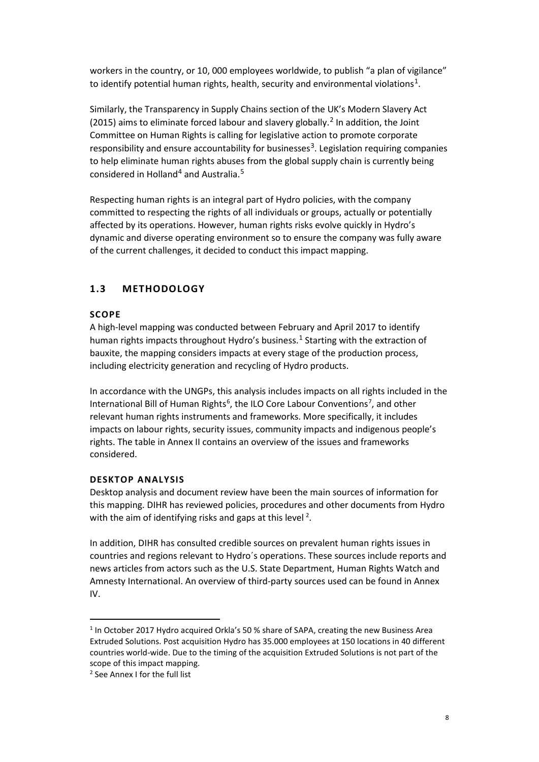workers in the country, or 10, 000 employees worldwide, to publish "a plan of vigilance" to identify potential human rights, health, security and environmental violations[1].

Similarly, the Transparency in Supply Chains section of the UK's Modern Slavery Act (2015) aims to eliminate forced labour and slavery globally.[2] In addition, the Joint Committee on Human Rights is calling for legislative action to promote corporate responsibility and ensure accountability for businesses[3]. Legislation requiring companies to help eliminate human rights abuses from the global supply chain is currently being considered in Holland[4] and Australia.[5]

Respecting human rights is an integral part of Hydro policies, with the company committed to respecting the rights of all individuals or groups, actually or potentially affected by its operations. However, human rights risks evolve quickly in Hydro's dynamic and diverse operating environment so to ensure the company was fully aware of the current challenges, it decided to conduct this impact mapping.

## 1.3 METHODOLOGY

### SCOPE

A high-level mapping was conducted between February and April 2017 to identify human rights impacts throughout Hydro's business.[1] Starting with the extraction of bauxite, the mapping considers impacts at every stage of the production process, including electricity generation and recycling of Hydro products.

In accordance with the UNGPs, this analysis includes impacts on all rights included in the International Bill of Human Rights[6], the ILO Core Labour Conventions[7], and other relevant human rights instruments and frameworks. More specifically, it includes impacts on labour rights, security issues, community impacts and indigenous people's rights. The table in Annex II contains an overview of the issues and frameworks considered.

### DESKTOP ANALYSIS

Desktop analysis and document review have been the main sources of information for this mapping. DIHR has reviewed policies, procedures and other documents from Hydro with the aim of identifying risks and gaps at this level [2].

In addition, DIHR has consulted credible sources on prevalent human rights issues in countries and regions relevant to Hydro´s operations. These sources include reports and news articles from actors such as the U.S. State Department, Human Rights Watch and Amnesty International. An overview of third-party sources used can be found in Annex IV.

---

[1] In October 2017 Hydro acquired Orkla's 50 % share of SAPA, creating the new Business Area Extruded Solutions. Post acquisition Hydro has 35.000 employees at 150 locations in 40 different countries world-wide. Due to the timing of the acquisition Extruded Solutions is not part of the scope of this impact mapping.

[2] See Annex I for the full list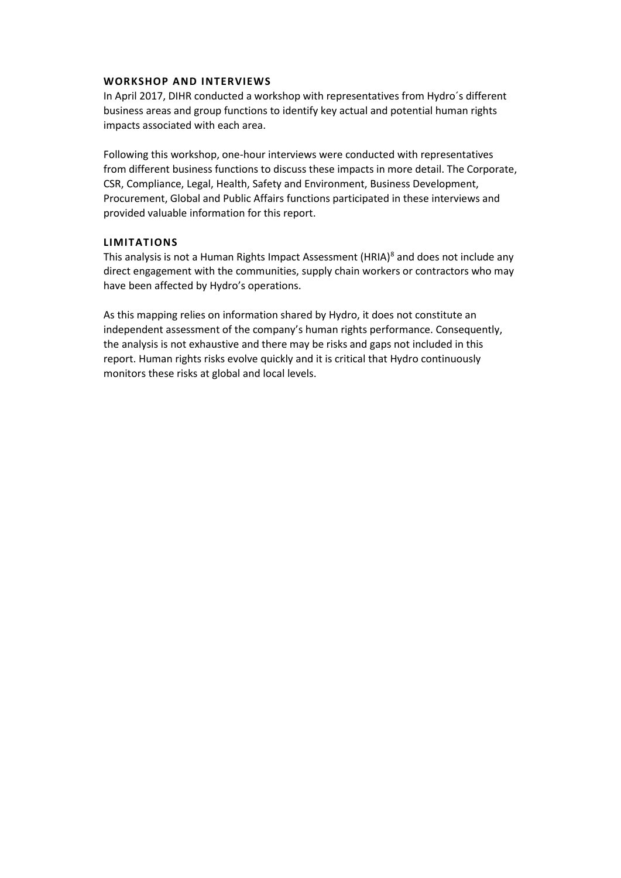### WORKSHOP AND INTERVIEWS

In April 2017, DIHR conducted a workshop with representatives from Hydro´s different business areas and group functions to identify key actual and potential human rights impacts associated with each area.

Following this workshop, one-hour interviews were conducted with representatives from different business functions to discuss these impacts in more detail. The Corporate, CSR, Compliance, Legal, Health, Safety and Environment, Business Development, Procurement, Global and Public Affairs functions participated in these interviews and provided valuable information for this report.

### LIMITATIONS

This analysis is not a Human Rights Impact Assessment (HRIA)[8] and does not include any direct engagement with the communities, supply chain workers or contractors who may have been affected by Hydro's operations.

As this mapping relies on information shared by Hydro, it does not constitute an independent assessment of the company's human rights performance. Consequently, the analysis is not exhaustive and there may be risks and gaps not included in this report. Human rights risks evolve quickly and it is critical that Hydro continuously monitors these risks at global and local levels.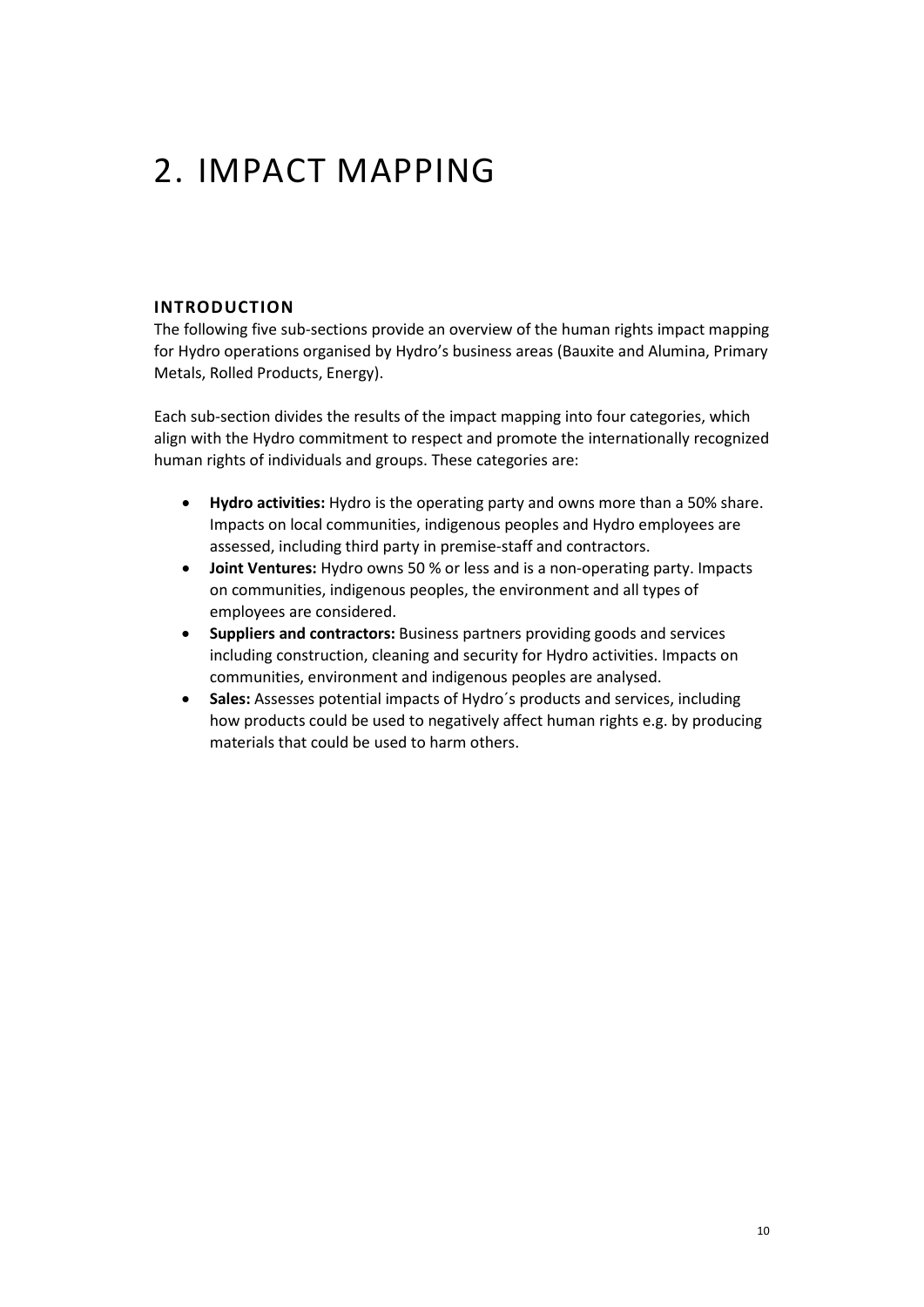# 2. IMPACT MAPPING

### INTRODUCTION

The following five sub-sections provide an overview of the human rights impact mapping for Hydro operations organised by Hydro's business areas (Bauxite and Alumina, Primary Metals, Rolled Products, Energy).

Each sub-section divides the results of the impact mapping into four categories, which align with the Hydro commitment to respect and promote the internationally recognized human rights of individuals and groups. These categories are:

- **Hydro activities:** Hydro is the operating party and owns more than a 50% share. Impacts on local communities, indigenous peoples and Hydro employees are assessed, including third party in premise-staff and contractors.
- **Joint Ventures:** Hydro owns 50 % or less and is a non-operating party. Impacts on communities, indigenous peoples, the environment and all types of employees are considered.
- **Suppliers and contractors:** Business partners providing goods and services including construction, cleaning and security for Hydro activities. Impacts on communities, environment and indigenous peoples are analysed.
- **Sales:** Assesses potential impacts of Hydro´s products and services, including how products could be used to negatively affect human rights e.g. by producing materials that could be used to harm others.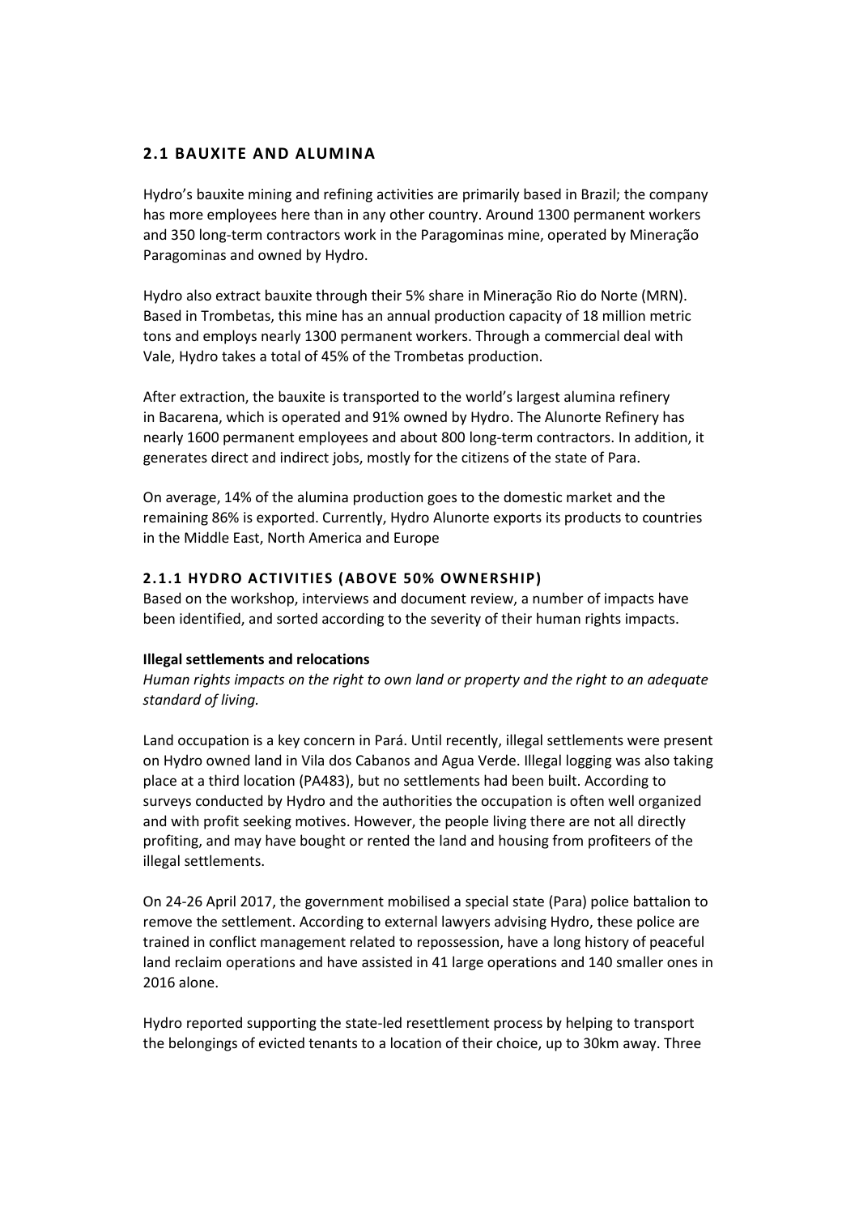## 2.1 BAUXITE AND ALUMINA

Hydro's bauxite mining and refining activities are primarily based in Brazil; the company has more employees here than in any other country. Around 1300 permanent workers and 350 long-term contractors work in the Paragominas mine, operated by Mineração Paragominas and owned by Hydro.

Hydro also extract bauxite through their 5% share in Mineração Rio do Norte (MRN). Based in Trombetas, this mine has an annual production capacity of 18 million metric tons and employs nearly 1300 permanent workers. Through a commercial deal with Vale, Hydro takes a total of 45% of the Trombetas production.

After extraction, the bauxite is transported to the world's largest alumina refinery in Bacarena, which is operated and 91% owned by Hydro. The Alunorte Refinery has nearly 1600 permanent employees and about 800 long-term contractors. In addition, it generates direct and indirect jobs, mostly for the citizens of the state of Para.

On average, 14% of the alumina production goes to the domestic market and the remaining 86% is exported. Currently, Hydro Alunorte exports its products to countries in the Middle East, North America and Europe

### 2.1.1 HYDRO ACTIVITIES (ABOVE 50% OWNERSHIP)

Based on the workshop, interviews and document review, a number of impacts have been identified, and sorted according to the severity of their human rights impacts.

**Illegal settlements and relocations**

*Human rights impacts on the right to own land or property and the right to an adequate standard of living.*

Land occupation is a key concern in Pará. Until recently, illegal settlements were present on Hydro owned land in Vila dos Cabanos and Agua Verde. Illegal logging was also taking place at a third location (PA483), but no settlements had been built. According to surveys conducted by Hydro and the authorities the occupation is often well organized and with profit seeking motives. However, the people living there are not all directly profiting, and may have bought or rented the land and housing from profiteers of the illegal settlements.

On 24-26 April 2017, the government mobilised a special state (Para) police battalion to remove the settlement. According to external lawyers advising Hydro, these police are trained in conflict management related to repossession, have a long history of peaceful land reclaim operations and have assisted in 41 large operations and 140 smaller ones in 2016 alone.

Hydro reported supporting the state-led resettlement process by helping to transport the belongings of evicted tenants to a location of their choice, up to 30km away. Three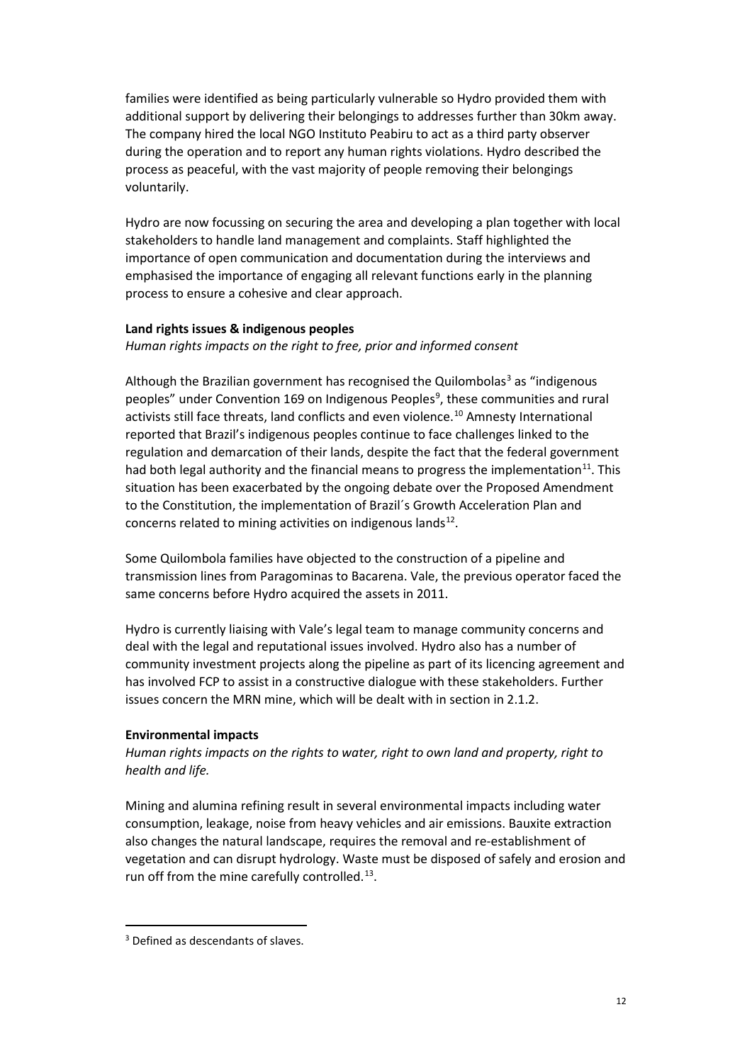families were identified as being particularly vulnerable so Hydro provided them with additional support by delivering their belongings to addresses further than 30km away. The company hired the local NGO Instituto Peabiru to act as a third party observer during the operation and to report any human rights violations. Hydro described the process as peaceful, with the vast majority of people removing their belongings voluntarily.

Hydro are now focussing on securing the area and developing a plan together with local stakeholders to handle land management and complaints. Staff highlighted the importance of open communication and documentation during the interviews and emphasised the importance of engaging all relevant functions early in the planning process to ensure a cohesive and clear approach.

**Land rights issues & indigenous peoples**

*Human rights impacts on the right to free, prior and informed consent*

Although the Brazilian government has recognised the Quilombolas[3] as "indigenous peoples" under Convention 169 on Indigenous Peoples[9], these communities and rural activists still face threats, land conflicts and even violence.[10] Amnesty International reported that Brazil's indigenous peoples continue to face challenges linked to the regulation and demarcation of their lands, despite the fact that the federal government had both legal authority and the financial means to progress the implementation[11]. This situation has been exacerbated by the ongoing debate over the Proposed Amendment to the Constitution, the implementation of Brazil´s Growth Acceleration Plan and concerns related to mining activities on indigenous lands[12].

Some Quilombola families have objected to the construction of a pipeline and transmission lines from Paragominas to Bacarena. Vale, the previous operator faced the same concerns before Hydro acquired the assets in 2011.

Hydro is currently liaising with Vale's legal team to manage community concerns and deal with the legal and reputational issues involved. Hydro also has a number of community investment projects along the pipeline as part of its licencing agreement and has involved FCP to assist in a constructive dialogue with these stakeholders. Further issues concern the MRN mine, which will be dealt with in section in 2.1.2.

**Environmental impacts**

*Human rights impacts on the rights to water, right to own land and property, right to health and life.*

Mining and alumina refining result in several environmental impacts including water consumption, leakage, noise from heavy vehicles and air emissions. Bauxite extraction also changes the natural landscape, requires the removal and re-establishment of vegetation and can disrupt hydrology. Waste must be disposed of safely and erosion and run off from the mine carefully controlled.[13].

---

[3] Defined as descendants of slaves.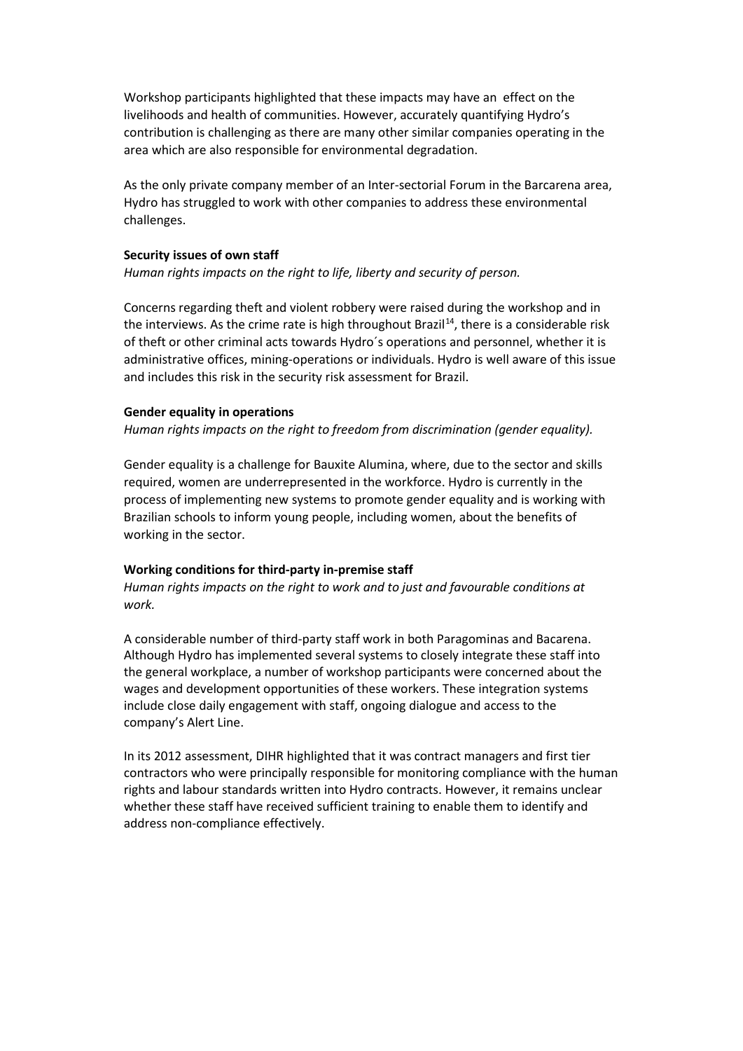Workshop participants highlighted that these impacts may have an effect on the livelihoods and health of communities. However, accurately quantifying Hydro's contribution is challenging as there are many other similar companies operating in the area which are also responsible for environmental degradation.

As the only private company member of an Inter-sectorial Forum in the Barcarena area, Hydro has struggled to work with other companies to address these environmental challenges.

**Security issues of own staff**

*Human rights impacts on the right to life, liberty and security of person.*

Concerns regarding theft and violent robbery were raised during the workshop and in the interviews. As the crime rate is high throughout Brazil[14], there is a considerable risk of theft or other criminal acts towards Hydro´s operations and personnel, whether it is administrative offices, mining-operations or individuals. Hydro is well aware of this issue and includes this risk in the security risk assessment for Brazil.

**Gender equality in operations**

*Human rights impacts on the right to freedom from discrimination (gender equality).*

Gender equality is a challenge for Bauxite Alumina, where, due to the sector and skills required, women are underrepresented in the workforce. Hydro is currently in the process of implementing new systems to promote gender equality and is working with Brazilian schools to inform young people, including women, about the benefits of working in the sector.

**Working conditions for third-party in-premise staff**

*Human rights impacts on the right to work and to just and favourable conditions at work.*

A considerable number of third-party staff work in both Paragominas and Bacarena. Although Hydro has implemented several systems to closely integrate these staff into the general workplace, a number of workshop participants were concerned about the wages and development opportunities of these workers. These integration systems include close daily engagement with staff, ongoing dialogue and access to the company's Alert Line.

In its 2012 assessment, DIHR highlighted that it was contract managers and first tier contractors who were principally responsible for monitoring compliance with the human rights and labour standards written into Hydro contracts. However, it remains unclear whether these staff have received sufficient training to enable them to identify and address non-compliance effectively.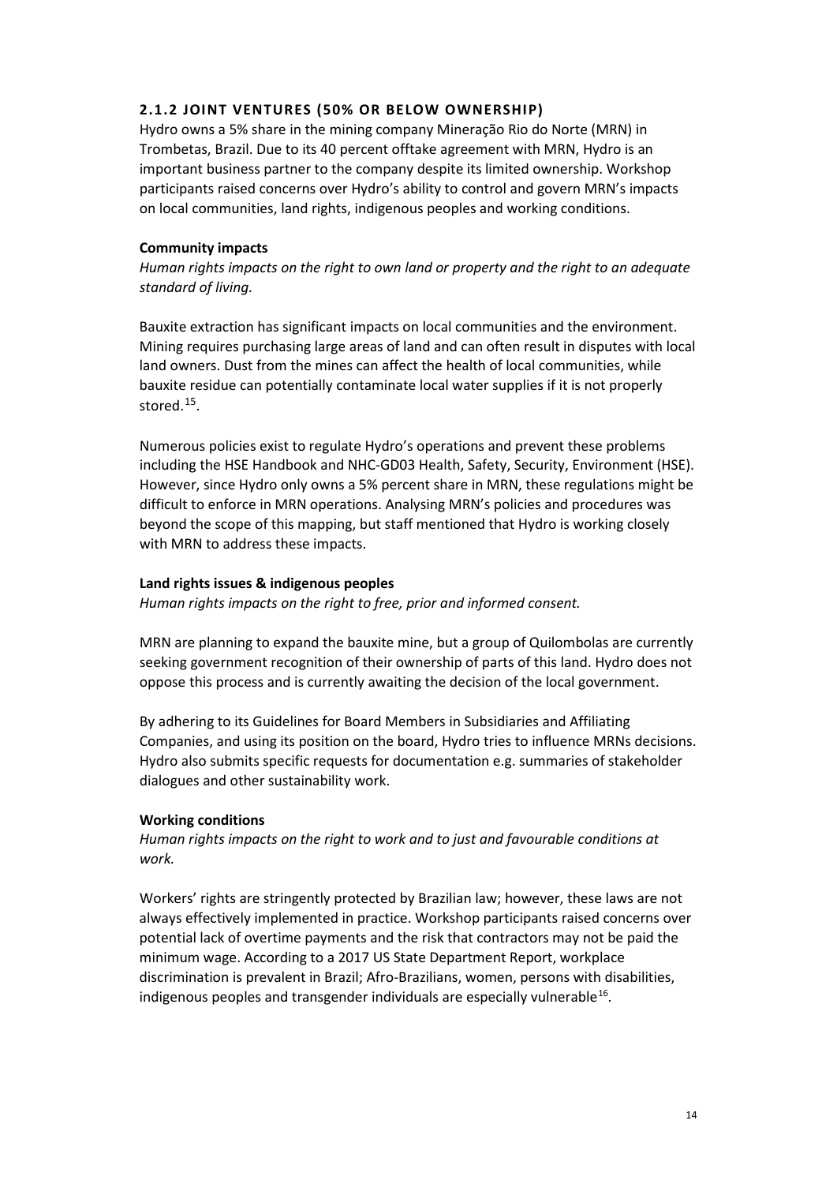### 2.1.2 JOINT VENTURES (50% OR BELOW OWNERSHIP)

Hydro owns a 5% share in the mining company Mineração Rio do Norte (MRN) in Trombetas, Brazil. Due to its 40 percent offtake agreement with MRN, Hydro is an important business partner to the company despite its limited ownership. Workshop participants raised concerns over Hydro's ability to control and govern MRN's impacts on local communities, land rights, indigenous peoples and working conditions.

**Community impacts**

*Human rights impacts on the right to own land or property and the right to an adequate standard of living.*

Bauxite extraction has significant impacts on local communities and the environment. Mining requires purchasing large areas of land and can often result in disputes with local land owners. Dust from the mines can affect the health of local communities, while bauxite residue can potentially contaminate local water supplies if it is not properly stored.[15].

Numerous policies exist to regulate Hydro's operations and prevent these problems including the HSE Handbook and NHC-GD03 Health, Safety, Security, Environment (HSE). However, since Hydro only owns a 5% percent share in MRN, these regulations might be difficult to enforce in MRN operations. Analysing MRN's policies and procedures was beyond the scope of this mapping, but staff mentioned that Hydro is working closely with MRN to address these impacts.

**Land rights issues & indigenous peoples**

*Human rights impacts on the right to free, prior and informed consent.*

MRN are planning to expand the bauxite mine, but a group of Quilombolas are currently seeking government recognition of their ownership of parts of this land. Hydro does not oppose this process and is currently awaiting the decision of the local government.

By adhering to its Guidelines for Board Members in Subsidiaries and Affiliating Companies, and using its position on the board, Hydro tries to influence MRNs decisions. Hydro also submits specific requests for documentation e.g. summaries of stakeholder dialogues and other sustainability work.

**Working conditions**

*Human rights impacts on the right to work and to just and favourable conditions at work.*

Workers' rights are stringently protected by Brazilian law; however, these laws are not always effectively implemented in practice. Workshop participants raised concerns over potential lack of overtime payments and the risk that contractors may not be paid the minimum wage. According to a 2017 US State Department Report, workplace discrimination is prevalent in Brazil; Afro-Brazilians, women, persons with disabilities, indigenous peoples and transgender individuals are especially vulnerable[16].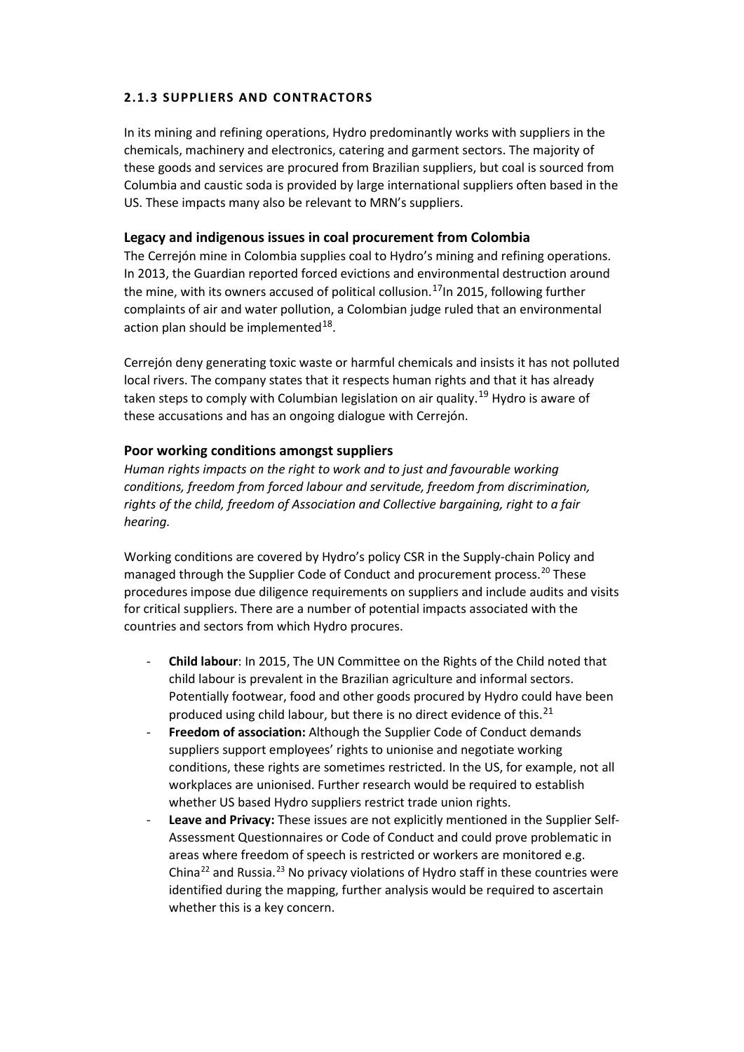### 2.1.3 SUPPLIERS AND CONTRACTORS

In its mining and refining operations, Hydro predominantly works with suppliers in the chemicals, machinery and electronics, catering and garment sectors. The majority of these goods and services are procured from Brazilian suppliers, but coal is sourced from Columbia and caustic soda is provided by large international suppliers often based in the US. These impacts many also be relevant to MRN's suppliers.

#### Legacy and indigenous issues in coal procurement from Colombia

The Cerrejón mine in Colombia supplies coal to Hydro's mining and refining operations. In 2013, the Guardian reported forced evictions and environmental destruction around the mine, with its owners accused of political collusion.[17]In 2015, following further complaints of air and water pollution, a Colombian judge ruled that an environmental action plan should be implemented[18].

Cerrejón deny generating toxic waste or harmful chemicals and insists it has not polluted local rivers. The company states that it respects human rights and that it has already taken steps to comply with Columbian legislation on air quality.[19] Hydro is aware of these accusations and has an ongoing dialogue with Cerrejón.

#### Poor working conditions amongst suppliers

*Human rights impacts on the right to work and to just and favourable working conditions, freedom from forced labour and servitude, freedom from discrimination, rights of the child, freedom of Association and Collective bargaining, right to a fair hearing.*

Working conditions are covered by Hydro's policy CSR in the Supply-chain Policy and managed through the Supplier Code of Conduct and procurement process.[20] These procedures impose due diligence requirements on suppliers and include audits and visits for critical suppliers. There are a number of potential impacts associated with the countries and sectors from which Hydro procures.

- **Child labour**: In 2015, The UN Committee on the Rights of the Child noted that child labour is prevalent in the Brazilian agriculture and informal sectors. Potentially footwear, food and other goods procured by Hydro could have been produced using child labour, but there is no direct evidence of this.[21]
- **Freedom of association:** Although the Supplier Code of Conduct demands suppliers support employees' rights to unionise and negotiate working conditions, these rights are sometimes restricted. In the US, for example, not all workplaces are unionised. Further research would be required to establish whether US based Hydro suppliers restrict trade union rights.
- **Leave and Privacy:** These issues are not explicitly mentioned in the Supplier Self-Assessment Questionnaires or Code of Conduct and could prove problematic in areas where freedom of speech is restricted or workers are monitored e.g. China[22] and Russia.[23] No privacy violations of Hydro staff in these countries were identified during the mapping, further analysis would be required to ascertain whether this is a key concern.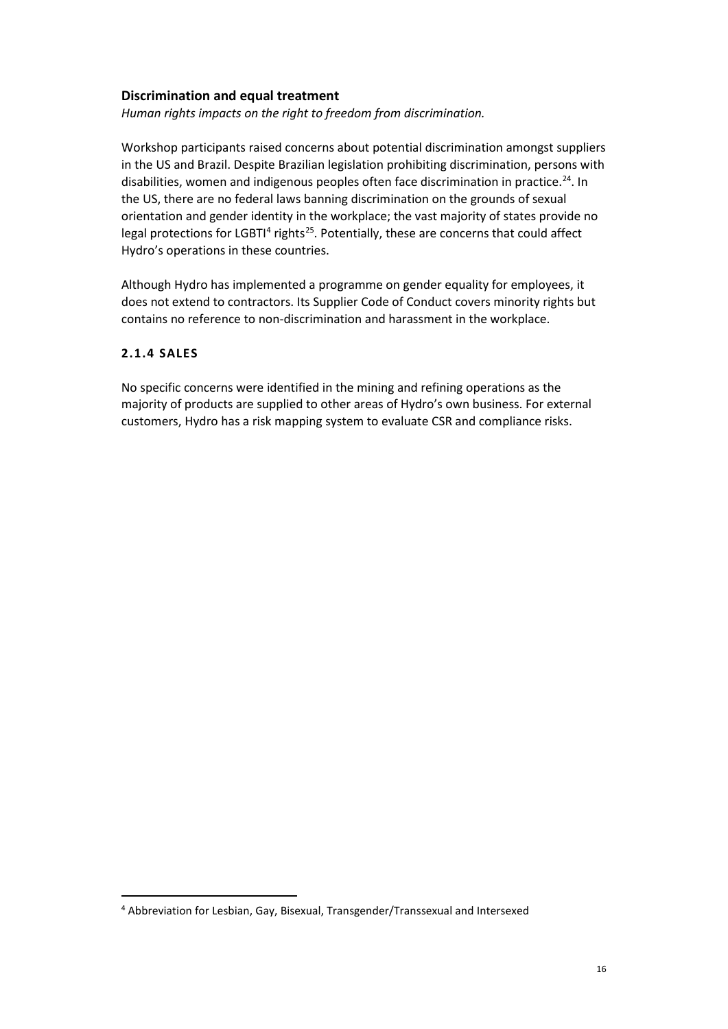**Discrimination and equal treatment**

*Human rights impacts on the right to freedom from discrimination.*

Workshop participants raised concerns about potential discrimination amongst suppliers in the US and Brazil. Despite Brazilian legislation prohibiting discrimination, persons with disabilities, women and indigenous peoples often face discrimination in practice.[24]. In the US, there are no federal laws banning discrimination on the grounds of sexual orientation and gender identity in the workplace; the vast majority of states provide no legal protections for LGBTI[4] rights[25]. Potentially, these are concerns that could affect Hydro's operations in these countries.

Although Hydro has implemented a programme on gender equality for employees, it does not extend to contractors. Its Supplier Code of Conduct covers minority rights but contains no reference to non-discrimination and harassment in the workplace.

### 2.1.4 SALES

No specific concerns were identified in the mining and refining operations as the majority of products are supplied to other areas of Hydro's own business. For external customers, Hydro has a risk mapping system to evaluate CSR and compliance risks.

---

[4] Abbreviation for Lesbian, Gay, Bisexual, Transgender/Transsexual and Intersexed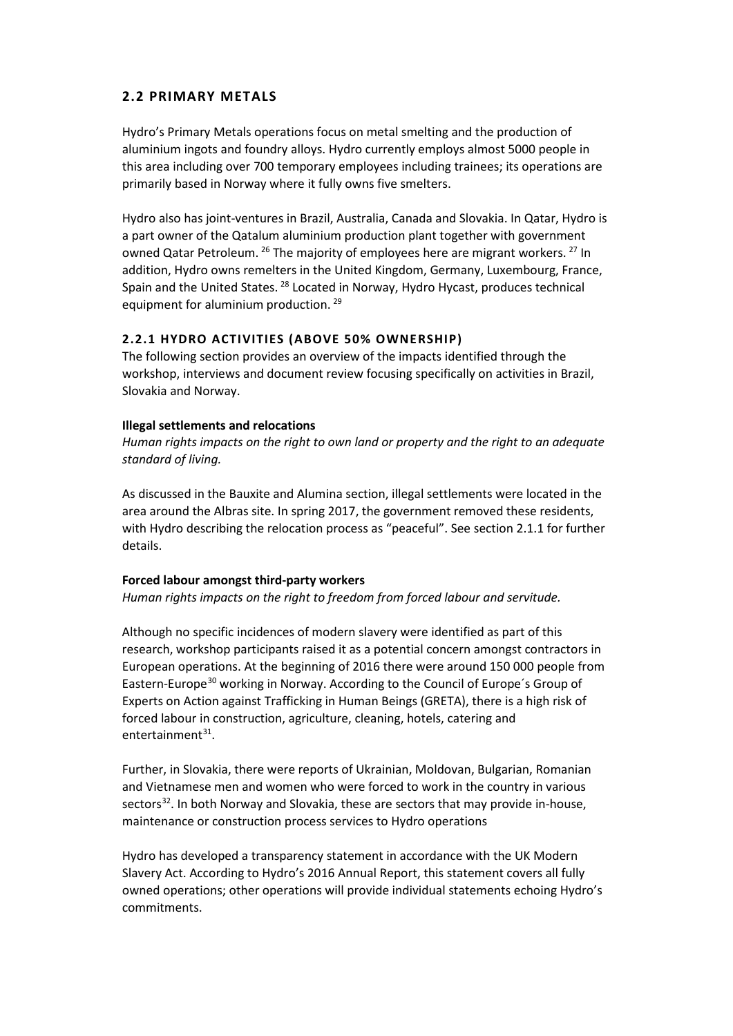## 2.2 PRIMARY METALS

Hydro's Primary Metals operations focus on metal smelting and the production of aluminium ingots and foundry alloys. Hydro currently employs almost 5000 people in this area including over 700 temporary employees including trainees; its operations are primarily based in Norway where it fully owns five smelters.

Hydro also has joint-ventures in Brazil, Australia, Canada and Slovakia. In Qatar, Hydro is a part owner of the Qatalum aluminium production plant together with government owned Qatar Petroleum. [26] The majority of employees here are migrant workers. [27] In addition, Hydro owns remelters in the United Kingdom, Germany, Luxembourg, France, Spain and the United States. [28] Located in Norway, Hydro Hycast, produces technical equipment for aluminium production. [29]

### 2.2.1 HYDRO ACTIVITIES (ABOVE 50% OWNERSHIP)

The following section provides an overview of the impacts identified through the workshop, interviews and document review focusing specifically on activities in Brazil, Slovakia and Norway.

**Illegal settlements and relocations**

*Human rights impacts on the right to own land or property and the right to an adequate standard of living.*

As discussed in the Bauxite and Alumina section, illegal settlements were located in the area around the Albras site. In spring 2017, the government removed these residents, with Hydro describing the relocation process as "peaceful". See section 2.1.1 for further details.

**Forced labour amongst third-party workers**

*Human rights impacts on the right to freedom from forced labour and servitude.*

Although no specific incidences of modern slavery were identified as part of this research, workshop participants raised it as a potential concern amongst contractors in European operations. At the beginning of 2016 there were around 150 000 people from Eastern-Europe[30] working in Norway. According to the Council of Europe´s Group of Experts on Action against Trafficking in Human Beings (GRETA), there is a high risk of forced labour in construction, agriculture, cleaning, hotels, catering and entertainment[31].

Further, in Slovakia, there were reports of Ukrainian, Moldovan, Bulgarian, Romanian and Vietnamese men and women who were forced to work in the country in various sectors[32]. In both Norway and Slovakia, these are sectors that may provide in-house, maintenance or construction process services to Hydro operations

Hydro has developed a transparency statement in accordance with the UK Modern Slavery Act. According to Hydro's 2016 Annual Report, this statement covers all fully owned operations; other operations will provide individual statements echoing Hydro's commitments.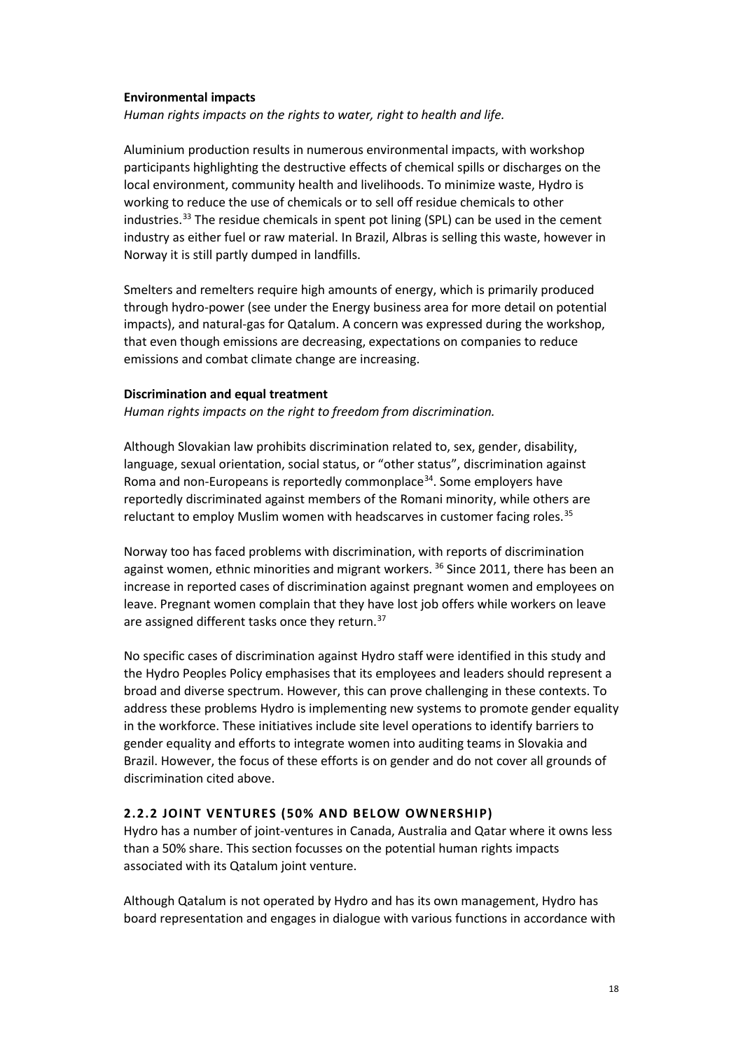**Environmental impacts**

*Human rights impacts on the rights to water, right to health and life.*

Aluminium production results in numerous environmental impacts, with workshop participants highlighting the destructive effects of chemical spills or discharges on the local environment, community health and livelihoods. To minimize waste, Hydro is working to reduce the use of chemicals or to sell off residue chemicals to other industries.[33] The residue chemicals in spent pot lining (SPL) can be used in the cement industry as either fuel or raw material. In Brazil, Albras is selling this waste, however in Norway it is still partly dumped in landfills.

Smelters and remelters require high amounts of energy, which is primarily produced through hydro-power (see under the Energy business area for more detail on potential impacts), and natural-gas for Qatalum. A concern was expressed during the workshop, that even though emissions are decreasing, expectations on companies to reduce emissions and combat climate change are increasing.

**Discrimination and equal treatment**

*Human rights impacts on the right to freedom from discrimination.*

Although Slovakian law prohibits discrimination related to, sex, gender, disability, language, sexual orientation, social status, or "other status", discrimination against Roma and non-Europeans is reportedly commonplace[34]. Some employers have reportedly discriminated against members of the Romani minority, while others are reluctant to employ Muslim women with headscarves in customer facing roles.[35]

Norway too has faced problems with discrimination, with reports of discrimination against women, ethnic minorities and migrant workers. [36] Since 2011, there has been an increase in reported cases of discrimination against pregnant women and employees on leave. Pregnant women complain that they have lost job offers while workers on leave are assigned different tasks once they return.[37]

No specific cases of discrimination against Hydro staff were identified in this study and the Hydro Peoples Policy emphasises that its employees and leaders should represent a broad and diverse spectrum. However, this can prove challenging in these contexts. To address these problems Hydro is implementing new systems to promote gender equality in the workforce. These initiatives include site level operations to identify barriers to gender equality and efforts to integrate women into auditing teams in Slovakia and Brazil. However, the focus of these efforts is on gender and do not cover all grounds of discrimination cited above.

### 2.2.2 JOINT VENTURES (50% AND BELOW OWNERSHIP)

Hydro has a number of joint-ventures in Canada, Australia and Qatar where it owns less than a 50% share. This section focusses on the potential human rights impacts associated with its Qatalum joint venture.

Although Qatalum is not operated by Hydro and has its own management, Hydro has board representation and engages in dialogue with various functions in accordance with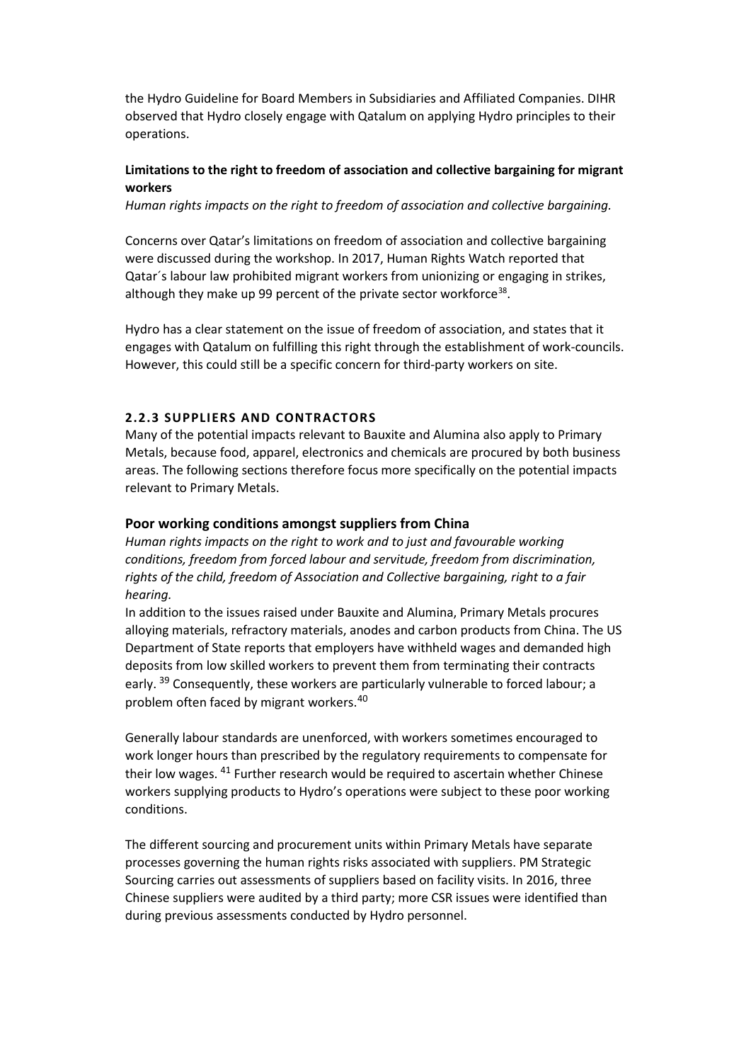the Hydro Guideline for Board Members in Subsidiaries and Affiliated Companies. DIHR observed that Hydro closely engage with Qatalum on applying Hydro principles to their operations.

**Limitations to the right to freedom of association and collective bargaining for migrant workers**

*Human rights impacts on the right to freedom of association and collective bargaining.*

Concerns over Qatar's limitations on freedom of association and collective bargaining were discussed during the workshop. In 2017, Human Rights Watch reported that Qatar´s labour law prohibited migrant workers from unionizing or engaging in strikes, although they make up 99 percent of the private sector workforce[38].

Hydro has a clear statement on the issue of freedom of association, and states that it engages with Qatalum on fulfilling this right through the establishment of work-councils. However, this could still be a specific concern for third-party workers on site.

### 2.2.3 SUPPLIERS AND CONTRACTORS

Many of the potential impacts relevant to Bauxite and Alumina also apply to Primary Metals, because food, apparel, electronics and chemicals are procured by both business areas. The following sections therefore focus more specifically on the potential impacts relevant to Primary Metals.

#### Poor working conditions amongst suppliers from China

*Human rights impacts on the right to work and to just and favourable working conditions, freedom from forced labour and servitude, freedom from discrimination, rights of the child, freedom of Association and Collective bargaining, right to a fair hearing.*

In addition to the issues raised under Bauxite and Alumina, Primary Metals procures alloying materials, refractory materials, anodes and carbon products from China. The US Department of State reports that employers have withheld wages and demanded high deposits from low skilled workers to prevent them from terminating their contracts early. [39] Consequently, these workers are particularly vulnerable to forced labour; a problem often faced by migrant workers.[40]

Generally labour standards are unenforced, with workers sometimes encouraged to work longer hours than prescribed by the regulatory requirements to compensate for their low wages. [41] Further research would be required to ascertain whether Chinese workers supplying products to Hydro's operations were subject to these poor working conditions.

The different sourcing and procurement units within Primary Metals have separate processes governing the human rights risks associated with suppliers. PM Strategic Sourcing carries out assessments of suppliers based on facility visits. In 2016, three Chinese suppliers were audited by a third party; more CSR issues were identified than during previous assessments conducted by Hydro personnel.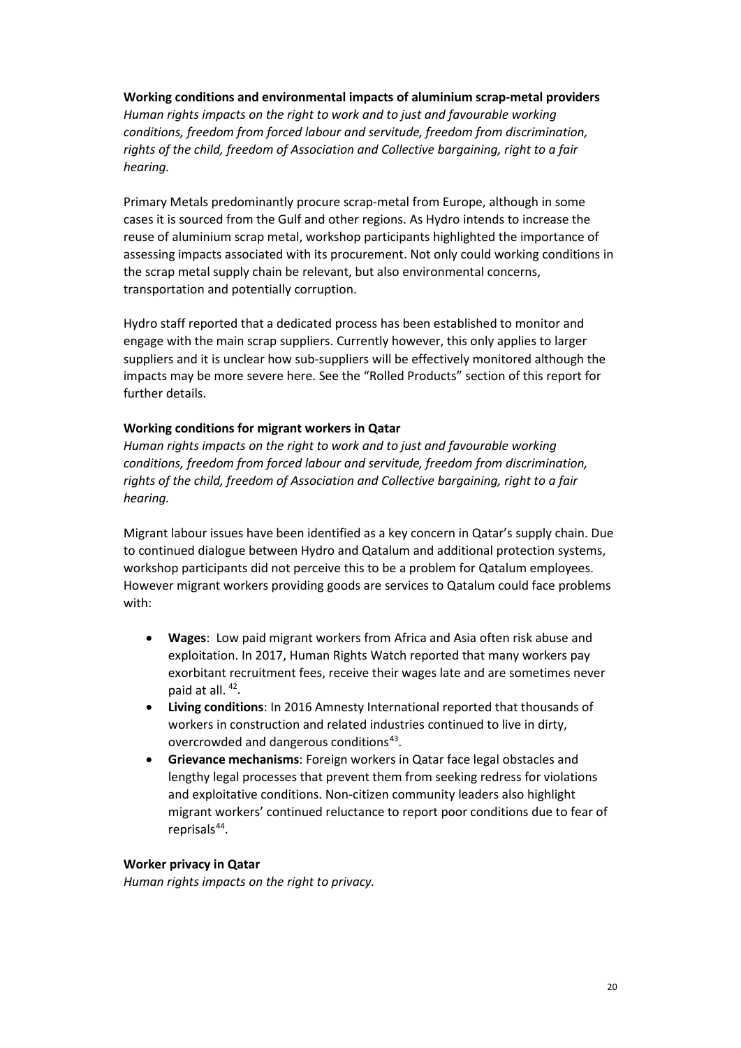**Working conditions and environmental impacts of aluminium scrap-metal providers**

*Human rights impacts on the right to work and to just and favourable working conditions, freedom from forced labour and servitude, freedom from discrimination, rights of the child, freedom of Association and Collective bargaining, right to a fair hearing.*

Primary Metals predominantly procure scrap-metal from Europe, although in some cases it is sourced from the Gulf and other regions. As Hydro intends to increase the reuse of aluminium scrap metal, workshop participants highlighted the importance of assessing impacts associated with its procurement. Not only could working conditions in the scrap metal supply chain be relevant, but also environmental concerns, transportation and potentially corruption.

Hydro staff reported that a dedicated process has been established to monitor and engage with the main scrap suppliers. Currently however, this only applies to larger suppliers and it is unclear how sub-suppliers will be effectively monitored although the impacts may be more severe here. See the "Rolled Products" section of this report for further details.

**Working conditions for migrant workers in Qatar**

*Human rights impacts on the right to work and to just and favourable working conditions, freedom from forced labour and servitude, freedom from discrimination, rights of the child, freedom of Association and Collective bargaining, right to a fair hearing.*

Migrant labour issues have been identified as a key concern in Qatar's supply chain. Due to continued dialogue between Hydro and Qatalum and additional protection systems, workshop participants did not perceive this to be a problem for Qatalum employees. However migrant workers providing goods are services to Qatalum could face problems with:

- **Wages**: Low paid migrant workers from Africa and Asia often risk abuse and exploitation. In 2017, Human Rights Watch reported that many workers pay exorbitant recruitment fees, receive their wages late and are sometimes never paid at all. [42].
- **Living conditions**: In 2016 Amnesty International reported that thousands of workers in construction and related industries continued to live in dirty, overcrowded and dangerous conditions[43].
- **Grievance mechanisms**: Foreign workers in Qatar face legal obstacles and lengthy legal processes that prevent them from seeking redress for violations and exploitative conditions. Non-citizen community leaders also highlight migrant workers' continued reluctance to report poor conditions due to fear of reprisals[44].

**Worker privacy in Qatar**

*Human rights impacts on the right to privacy.*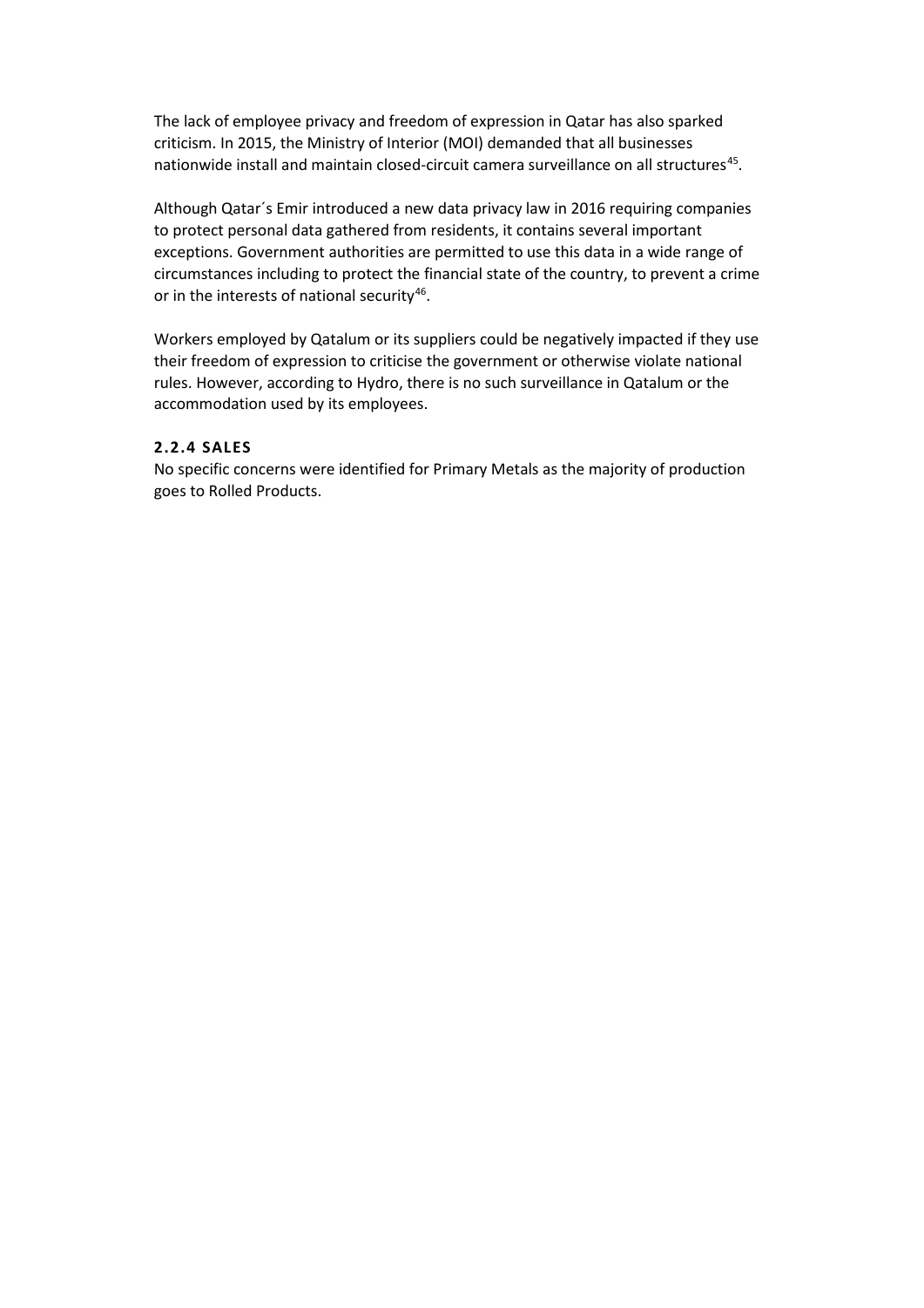The lack of employee privacy and freedom of expression in Qatar has also sparked criticism. In 2015, the Ministry of Interior (MOI) demanded that all businesses nationwide install and maintain closed-circuit camera surveillance on all structures[45].

Although Qatar´s Emir introduced a new data privacy law in 2016 requiring companies to protect personal data gathered from residents, it contains several important exceptions. Government authorities are permitted to use this data in a wide range of circumstances including to protect the financial state of the country, to prevent a crime or in the interests of national security[46].

Workers employed by Qatalum or its suppliers could be negatively impacted if they use their freedom of expression to criticise the government or otherwise violate national rules. However, according to Hydro, there is no such surveillance in Qatalum or the accommodation used by its employees.

#### 2.2.4 SALES

No specific concerns were identified for Primary Metals as the majority of production goes to Rolled Products.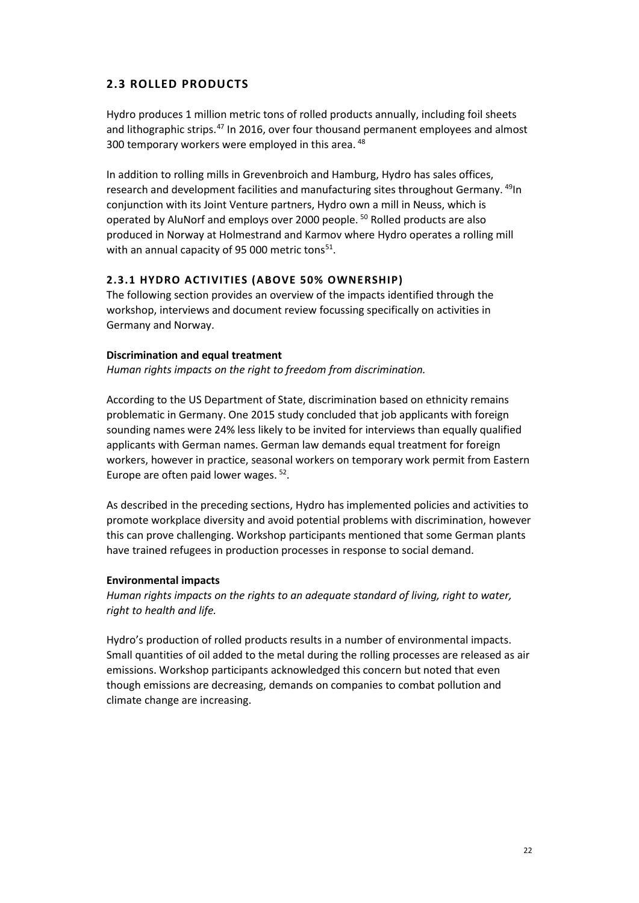## 2.3 ROLLED PRODUCTS

Hydro produces 1 million metric tons of rolled products annually, including foil sheets and lithographic strips.[47] In 2016, over four thousand permanent employees and almost 300 temporary workers were employed in this area. [48]

In addition to rolling mills in Grevenbroich and Hamburg, Hydro has sales offices, research and development facilities and manufacturing sites throughout Germany. [49]In conjunction with its Joint Venture partners, Hydro own a mill in Neuss, which is operated by AluNorf and employs over 2000 people. [50] Rolled products are also produced in Norway at Holmestrand and Karmov where Hydro operates a rolling mill with an annual capacity of 95 000 metric tons[51].

### 2.3.1 HYDRO ACTIVITIES (ABOVE 50% OWNERSHIP)

The following section provides an overview of the impacts identified through the workshop, interviews and document review focussing specifically on activities in Germany and Norway.

**Discrimination and equal treatment**

*Human rights impacts on the right to freedom from discrimination.*

According to the US Department of State, discrimination based on ethnicity remains problematic in Germany. One 2015 study concluded that job applicants with foreign sounding names were 24% less likely to be invited for interviews than equally qualified applicants with German names. German law demands equal treatment for foreign workers, however in practice, seasonal workers on temporary work permit from Eastern Europe are often paid lower wages. [52].

As described in the preceding sections, Hydro has implemented policies and activities to promote workplace diversity and avoid potential problems with discrimination, however this can prove challenging. Workshop participants mentioned that some German plants have trained refugees in production processes in response to social demand.

**Environmental impacts**

*Human rights impacts on the rights to an adequate standard of living, right to water, right to health and life.*

Hydro's production of rolled products results in a number of environmental impacts. Small quantities of oil added to the metal during the rolling processes are released as air emissions. Workshop participants acknowledged this concern but noted that even though emissions are decreasing, demands on companies to combat pollution and climate change are increasing.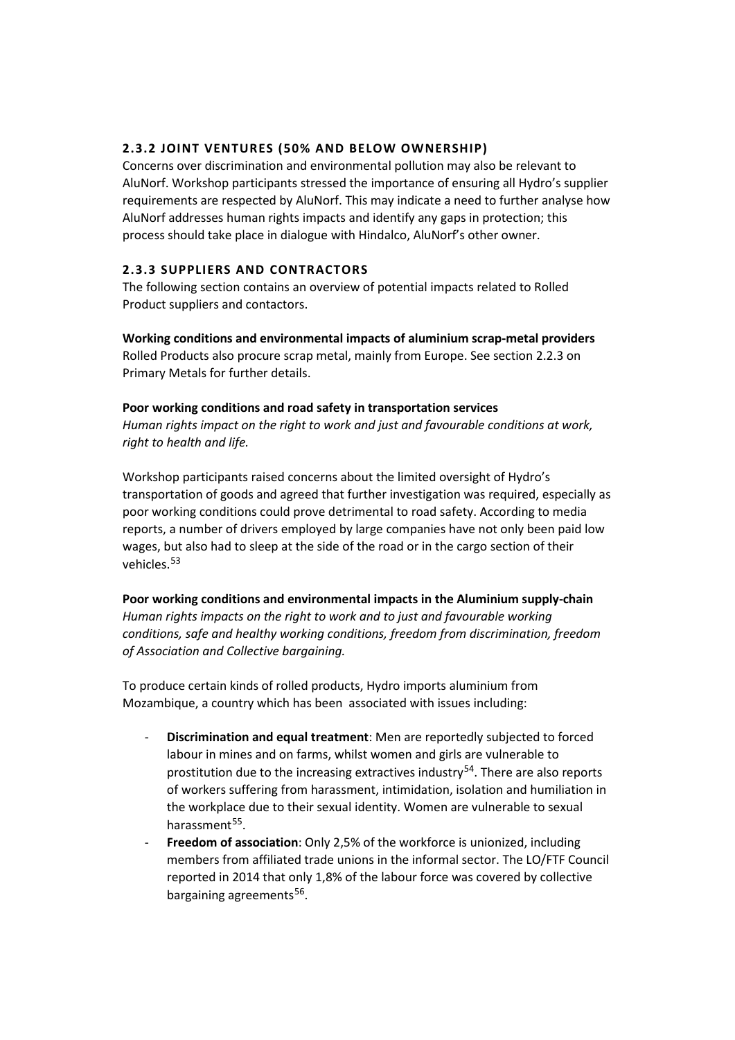### 2.3.2 JOINT VENTURES (50% AND BELOW OWNERSHIP)

Concerns over discrimination and environmental pollution may also be relevant to AluNorf. Workshop participants stressed the importance of ensuring all Hydro's supplier requirements are respected by AluNorf. This may indicate a need to further analyse how AluNorf addresses human rights impacts and identify any gaps in protection; this process should take place in dialogue with Hindalco, AluNorf's other owner.

### 2.3.3 SUPPLIERS AND CONTRACTORS

The following section contains an overview of potential impacts related to Rolled Product suppliers and contactors.

**Working conditions and environmental impacts of aluminium scrap-metal providers**
Rolled Products also procure scrap metal, mainly from Europe. See section 2.2.3 on Primary Metals for further details.

**Poor working conditions and road safety in transportation services**
*Human rights impact on the right to work and just and favourable conditions at work, right to health and life.*

Workshop participants raised concerns about the limited oversight of Hydro's transportation of goods and agreed that further investigation was required, especially as poor working conditions could prove detrimental to road safety. According to media reports, a number of drivers employed by large companies have not only been paid low wages, but also had to sleep at the side of the road or in the cargo section of their vehicles.[53]

**Poor working conditions and environmental impacts in the Aluminium supply-chain**
*Human rights impacts on the right to work and to just and favourable working conditions, safe and healthy working conditions, freedom from discrimination, freedom of Association and Collective bargaining.*

To produce certain kinds of rolled products, Hydro imports aluminium from Mozambique, a country which has been associated with issues including:

- **Discrimination and equal treatment**: Men are reportedly subjected to forced labour in mines and on farms, whilst women and girls are vulnerable to prostitution due to the increasing extractives industry[54]. There are also reports of workers suffering from harassment, intimidation, isolation and humiliation in the workplace due to their sexual identity. Women are vulnerable to sexual harassment[55].
- **Freedom of association**: Only 2,5% of the workforce is unionized, including members from affiliated trade unions in the informal sector. The LO/FTF Council reported in 2014 that only 1,8% of the labour force was covered by collective bargaining agreements[56].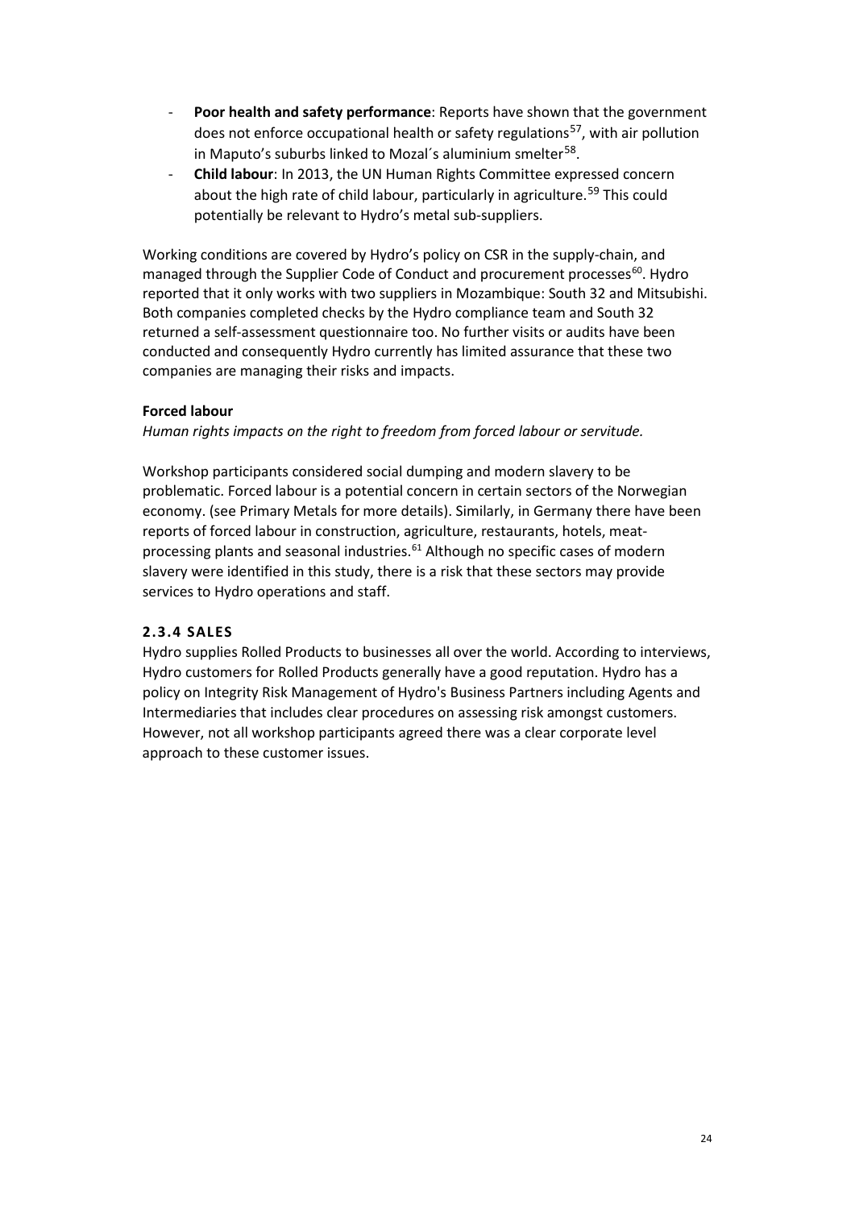- **Poor health and safety performance**: Reports have shown that the government does not enforce occupational health or safety regulations[57], with air pollution in Maputo's suburbs linked to Mozal´s aluminium smelter[58].
- **Child labour**: In 2013, the UN Human Rights Committee expressed concern about the high rate of child labour, particularly in agriculture.[59] This could potentially be relevant to Hydro's metal sub-suppliers.

Working conditions are covered by Hydro's policy on CSR in the supply-chain, and managed through the Supplier Code of Conduct and procurement processes[60]. Hydro reported that it only works with two suppliers in Mozambique: South 32 and Mitsubishi. Both companies completed checks by the Hydro compliance team and South 32 returned a self-assessment questionnaire too. No further visits or audits have been conducted and consequently Hydro currently has limited assurance that these two companies are managing their risks and impacts.

**Forced labour**

*Human rights impacts on the right to freedom from forced labour or servitude.*

Workshop participants considered social dumping and modern slavery to be problematic. Forced labour is a potential concern in certain sectors of the Norwegian economy. (see Primary Metals for more details). Similarly, in Germany there have been reports of forced labour in construction, agriculture, restaurants, hotels, meat-processing plants and seasonal industries.[61] Although no specific cases of modern slavery were identified in this study, there is a risk that these sectors may provide services to Hydro operations and staff.

### 2.3.4 SALES

Hydro supplies Rolled Products to businesses all over the world. According to interviews, Hydro customers for Rolled Products generally have a good reputation. Hydro has a policy on Integrity Risk Management of Hydro's Business Partners including Agents and Intermediaries that includes clear procedures on assessing risk amongst customers. However, not all workshop participants agreed there was a clear corporate level approach to these customer issues.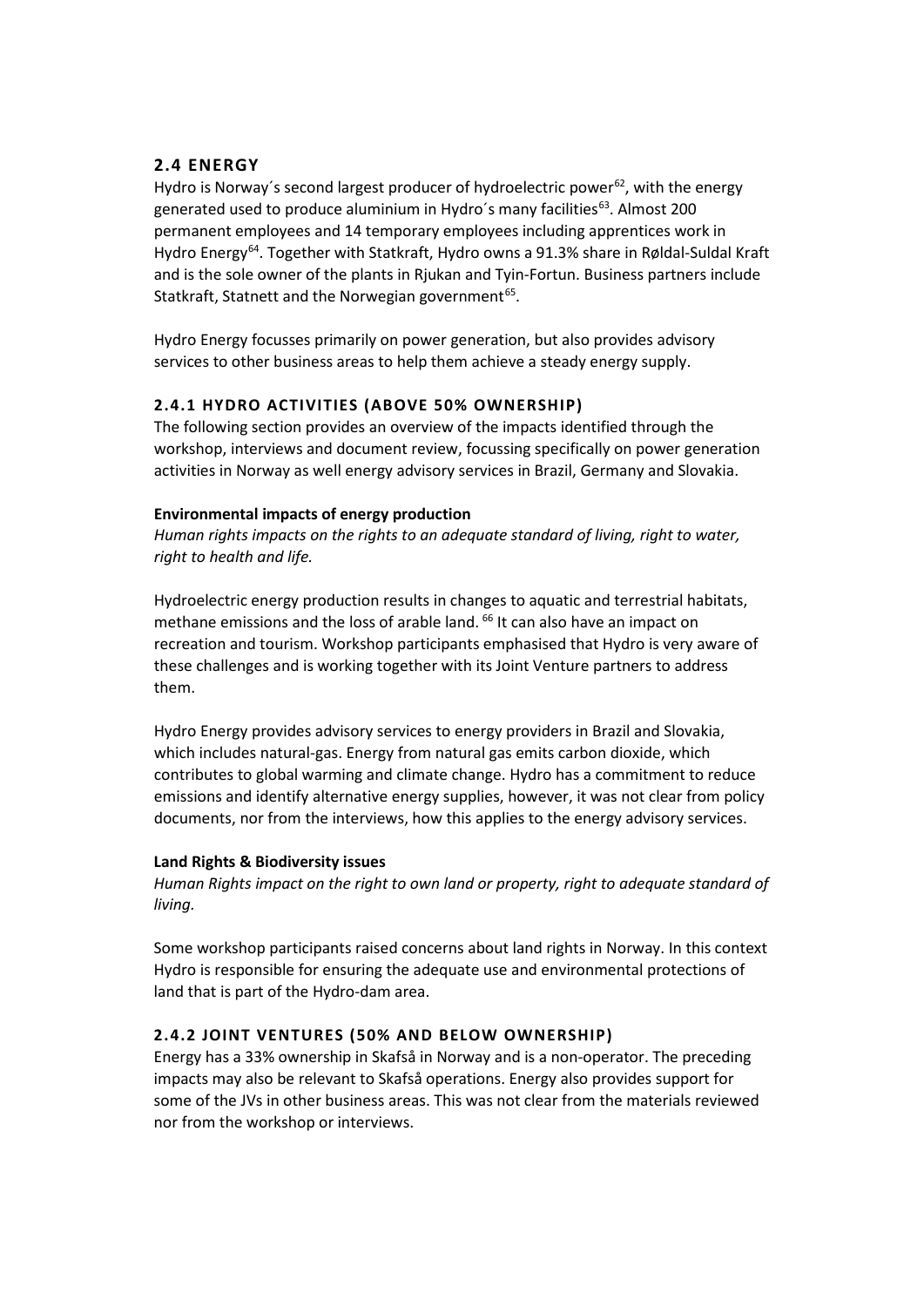## 2.4 ENERGY

Hydro is Norway´s second largest producer of hydroelectric power[62], with the energy generated used to produce aluminium in Hydro´s many facilities[63]. Almost 200 permanent employees and 14 temporary employees including apprentices work in Hydro Energy[64]. Together with Statkraft, Hydro owns a 91.3% share in Røldal-Suldal Kraft and is the sole owner of the plants in Rjukan and Tyin-Fortun. Business partners include Statkraft, Statnett and the Norwegian government[65].

Hydro Energy focusses primarily on power generation, but also provides advisory services to other business areas to help them achieve a steady energy supply.

### 2.4.1 HYDRO ACTIVITIES (ABOVE 50% OWNERSHIP)

The following section provides an overview of the impacts identified through the workshop, interviews and document review, focussing specifically on power generation activities in Norway as well energy advisory services in Brazil, Germany and Slovakia.

**Environmental impacts of energy production**

*Human rights impacts on the rights to an adequate standard of living, right to water, right to health and life.*

Hydroelectric energy production results in changes to aquatic and terrestrial habitats, methane emissions and the loss of arable land. [66] It can also have an impact on recreation and tourism. Workshop participants emphasised that Hydro is very aware of these challenges and is working together with its Joint Venture partners to address them.

Hydro Energy provides advisory services to energy providers in Brazil and Slovakia, which includes natural-gas. Energy from natural gas emits carbon dioxide, which contributes to global warming and climate change. Hydro has a commitment to reduce emissions and identify alternative energy supplies, however, it was not clear from policy documents, nor from the interviews, how this applies to the energy advisory services.

**Land Rights & Biodiversity issues**

*Human Rights impact on the right to own land or property, right to adequate standard of living.*

Some workshop participants raised concerns about land rights in Norway. In this context Hydro is responsible for ensuring the adequate use and environmental protections of land that is part of the Hydro-dam area.

### 2.4.2 JOINT VENTURES (50% AND BELOW OWNERSHIP)

Energy has a 33% ownership in Skafså in Norway and is a non-operator. The preceding impacts may also be relevant to Skafså operations. Energy also provides support for some of the JVs in other business areas. This was not clear from the materials reviewed nor from the workshop or interviews.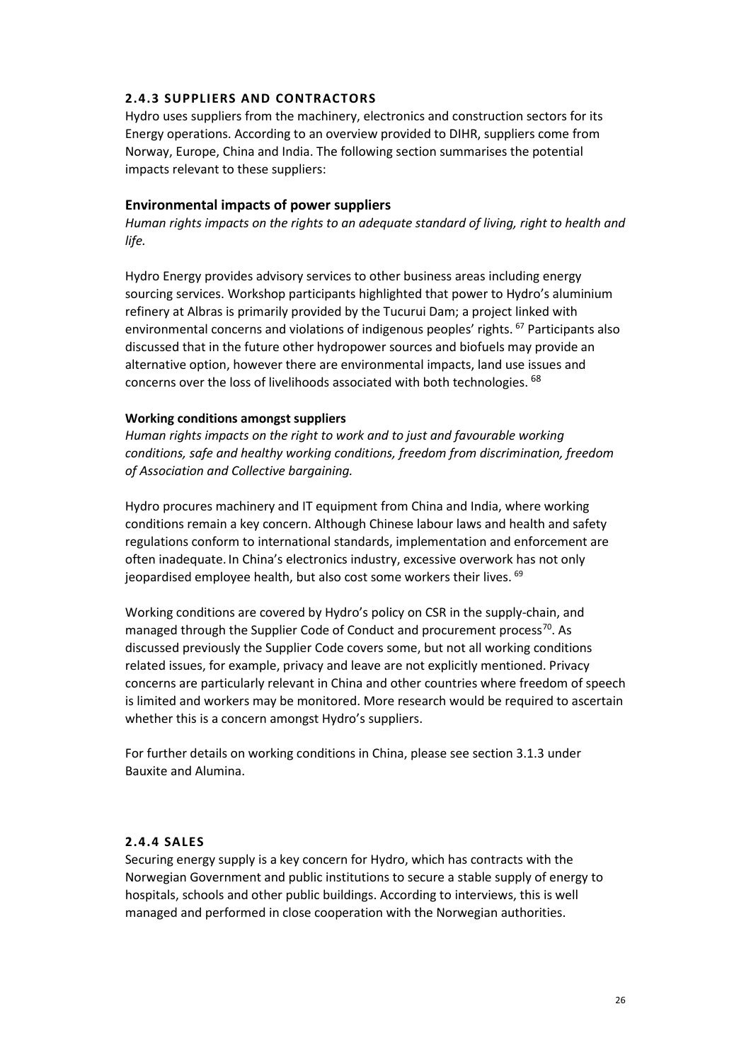### 2.4.3 SUPPLIERS AND CONTRACTORS

Hydro uses suppliers from the machinery, electronics and construction sectors for its Energy operations. According to an overview provided to DIHR, suppliers come from Norway, Europe, China and India. The following section summarises the potential impacts relevant to these suppliers:

#### Environmental impacts of power suppliers

*Human rights impacts on the rights to an adequate standard of living, right to health and life.*

Hydro Energy provides advisory services to other business areas including energy sourcing services. Workshop participants highlighted that power to Hydro's aluminium refinery at Albras is primarily provided by the Tucurui Dam; a project linked with environmental concerns and violations of indigenous peoples' rights. [67] Participants also discussed that in the future other hydropower sources and biofuels may provide an alternative option, however there are environmental impacts, land use issues and concerns over the loss of livelihoods associated with both technologies. [68]

**Working conditions amongst suppliers**

*Human rights impacts on the right to work and to just and favourable working conditions, safe and healthy working conditions, freedom from discrimination, freedom of Association and Collective bargaining.*

Hydro procures machinery and IT equipment from China and India, where working conditions remain a key concern. Although Chinese labour laws and health and safety regulations conform to international standards, implementation and enforcement are often inadequate. In China's electronics industry, excessive overwork has not only jeopardised employee health, but also cost some workers their lives. [69]

Working conditions are covered by Hydro's policy on CSR in the supply-chain, and managed through the Supplier Code of Conduct and procurement process[70]. As discussed previously the Supplier Code covers some, but not all working conditions related issues, for example, privacy and leave are not explicitly mentioned. Privacy concerns are particularly relevant in China and other countries where freedom of speech is limited and workers may be monitored. More research would be required to ascertain whether this is a concern amongst Hydro's suppliers.

For further details on working conditions in China, please see section 3.1.3 under Bauxite and Alumina.

### 2.4.4 SALES

Securing energy supply is a key concern for Hydro, which has contracts with the Norwegian Government and public institutions to secure a stable supply of energy to hospitals, schools and other public buildings. According to interviews, this is well managed and performed in close cooperation with the Norwegian authorities.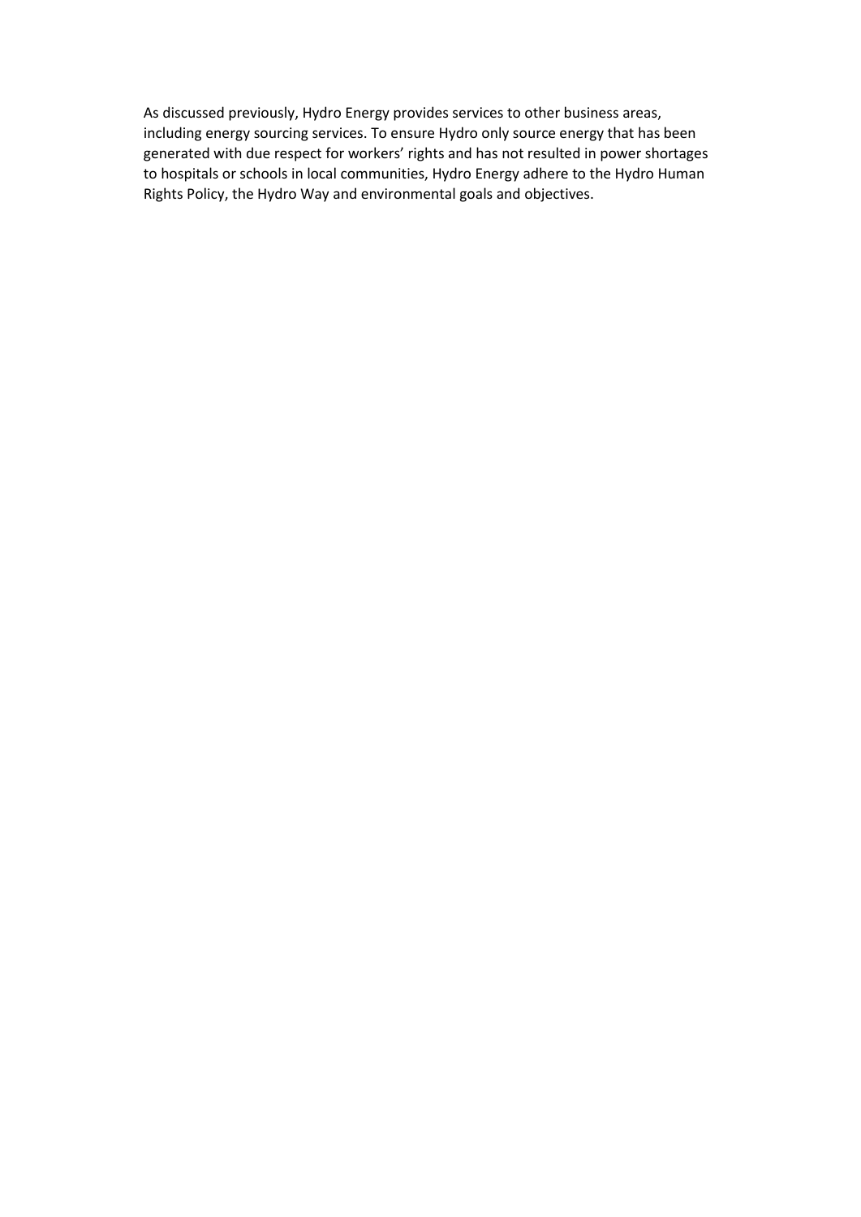As discussed previously, Hydro Energy provides services to other business areas, including energy sourcing services. To ensure Hydro only source energy that has been generated with due respect for workers' rights and has not resulted in power shortages to hospitals or schools in local communities, Hydro Energy adhere to the Hydro Human Rights Policy, the Hydro Way and environmental goals and objectives.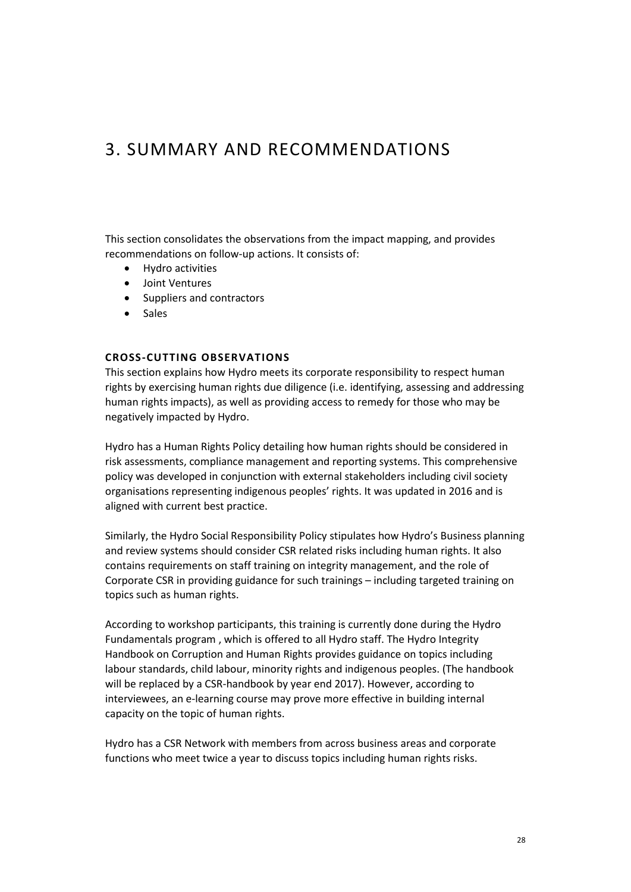# 3. SUMMARY AND RECOMMENDATIONS

This section consolidates the observations from the impact mapping, and provides recommendations on follow-up actions. It consists of:

- Hydro activities
- Joint Ventures
- Suppliers and contractors
- Sales

#### CROSS-CUTTING OBSERVATIONS

This section explains how Hydro meets its corporate responsibility to respect human rights by exercising human rights due diligence (i.e. identifying, assessing and addressing human rights impacts), as well as providing access to remedy for those who may be negatively impacted by Hydro.

Hydro has a Human Rights Policy detailing how human rights should be considered in risk assessments, compliance management and reporting systems. This comprehensive policy was developed in conjunction with external stakeholders including civil society organisations representing indigenous peoples' rights. It was updated in 2016 and is aligned with current best practice.

Similarly, the Hydro Social Responsibility Policy stipulates how Hydro's Business planning and review systems should consider CSR related risks including human rights. It also contains requirements on staff training on integrity management, and the role of Corporate CSR in providing guidance for such trainings – including targeted training on topics such as human rights.

According to workshop participants, this training is currently done during the Hydro Fundamentals program , which is offered to all Hydro staff. The Hydro Integrity Handbook on Corruption and Human Rights provides guidance on topics including labour standards, child labour, minority rights and indigenous peoples. (The handbook will be replaced by a CSR-handbook by year end 2017). However, according to interviewees, an e-learning course may prove more effective in building internal capacity on the topic of human rights.

Hydro has a CSR Network with members from across business areas and corporate functions who meet twice a year to discuss topics including human rights risks.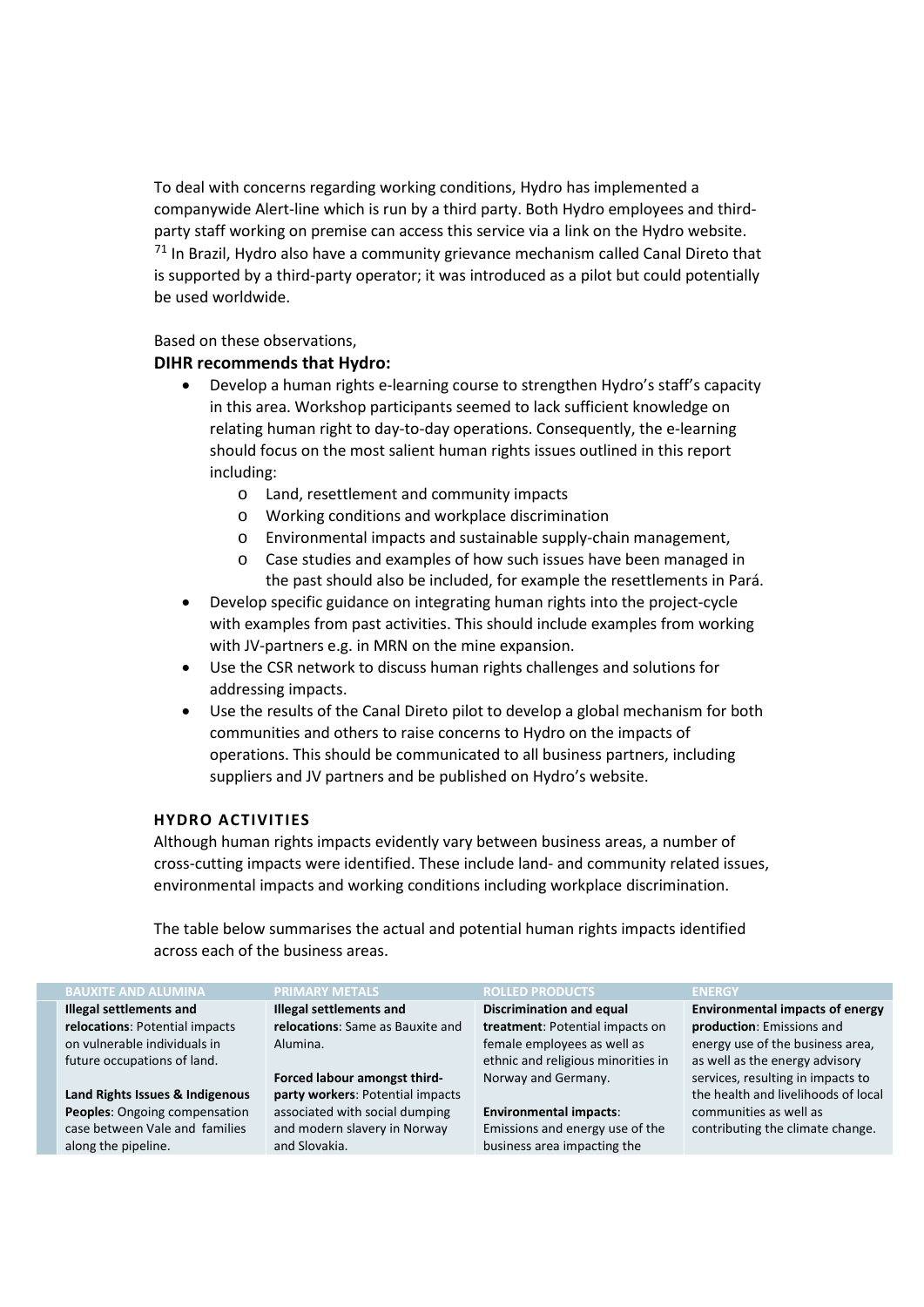To deal with concerns regarding working conditions, Hydro has implemented a companywide Alert-line which is run by a third party. Both Hydro employees and third-party staff working on premise can access this service via a link on the Hydro website. [71] In Brazil, Hydro also have a community grievance mechanism called Canal Direto that is supported by a third-party operator; it was introduced as a pilot but could potentially be used worldwide.

Based on these observations,

**DIHR recommends that Hydro:**

- Develop a human rights e-learning course to strengthen Hydro's staff's capacity in this area. Workshop participants seemed to lack sufficient knowledge on relating human right to day-to-day operations. Consequently, the e-learning should focus on the most salient human rights issues outlined in this report including:
  - Land, resettlement and community impacts
  - Working conditions and workplace discrimination
  - Environmental impacts and sustainable supply-chain management,
  - Case studies and examples of how such issues have been managed in the past should also be included, for example the resettlements in Pará.
- Develop specific guidance on integrating human rights into the project-cycle with examples from past activities. This should include examples from working with JV-partners e.g. in MRN on the mine expansion.
- Use the CSR network to discuss human rights challenges and solutions for addressing impacts.
- Use the results of the Canal Direto pilot to develop a global mechanism for both communities and others to raise concerns to Hydro on the impacts of operations. This should be communicated to all business partners, including suppliers and JV partners and be published on Hydro's website.

### HYDRO ACTIVITIES

Although human rights impacts evidently vary between business areas, a number of cross-cutting impacts were identified. These include land- and community related issues, environmental impacts and working conditions including workplace discrimination.

The table below summarises the actual and potential human rights impacts identified across each of the business areas.

| BAUXITE AND ALUMINA | PRIMARY METALS | ROLLED PRODUCTS | ENERGY |
|---|---|---|---|
| **Illegal settlements and relocations**: Potential impacts on vulnerable individuals in future occupations of land.<br><br>**Land Rights Issues & Indigenous Peoples**: Ongoing compensation case between Vale and families along the pipeline. | **Illegal settlements and relocations**: Same as Bauxite and Alumina.<br><br>**Forced labour amongst third-party workers**: Potential impacts associated with social dumping and modern slavery in Norway and Slovakia. | **Discrimination and equal treatment**: Potential impacts on female employees as well as ethnic and religious minorities in Norway and Germany.<br><br>**Environmental impacts**: Emissions and energy use of the business area impacting the | **Environmental impacts of energy production**: Emissions and energy use of the business area, as well as the energy advisory services, resulting in impacts to the health and livelihoods of local communities as well as contributing the climate change. |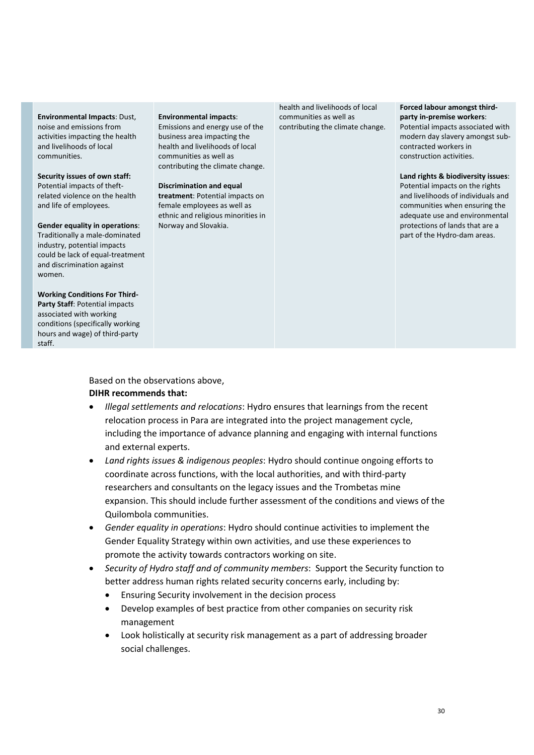| | | | |
|---|---|---|---|
| **Environmental Impacts**: Dust, noise and emissions from activities impacting the health and livelihoods of local communities.<br><br>**Security issues of own staff:** Potential impacts of theft-related violence on the health and life of employees.<br><br>**Gender equality in operations**: Traditionally a male-dominated industry, potential impacts could be lack of equal-treatment and discrimination against women.<br><br>**Working Conditions For Third-Party Staff**: Potential impacts associated with working conditions (specifically working hours and wage) of third-party staff. | **Environmental impacts**: Emissions and energy use of the business area impacting the health and livelihoods of local communities as well as contributing the climate change.<br><br>**Discrimination and equal treatment**: Potential impacts on female employees as well as ethnic and religious minorities in Norway and Slovakia. | health and livelihoods of local communities as well as contributing the climate change. | **Forced labour amongst third-party in-premise workers**: Potential impacts associated with modern day slavery amongst sub-contracted workers in construction activities.<br><br>**Land rights & biodiversity issues**: Potential impacts on the rights and livelihoods of individuals and communities when ensuring the adequate use and environmental protections of lands that are a part of the Hydro-dam areas. |

Based on the observations above,

**DIHR recommends that:**

- *Illegal settlements and relocations*: Hydro ensures that learnings from the recent relocation process in Para are integrated into the project management cycle, including the importance of advance planning and engaging with internal functions and external experts.
- *Land rights issues & indigenous peoples*: Hydro should continue ongoing efforts to coordinate across functions, with the local authorities, and with third-party researchers and consultants on the legacy issues and the Trombetas mine expansion. This should include further assessment of the conditions and views of the Quilombola communities.
- *Gender equality in operations*: Hydro should continue activities to implement the Gender Equality Strategy within own activities, and use these experiences to promote the activity towards contractors working on site.
- *Security of Hydro staff and of community members*: Support the Security function to better address human rights related security concerns early, including by:
    - Ensuring Security involvement in the decision process
    - Develop examples of best practice from other companies on security risk management
    - Look holistically at security risk management as a part of addressing broader social challenges.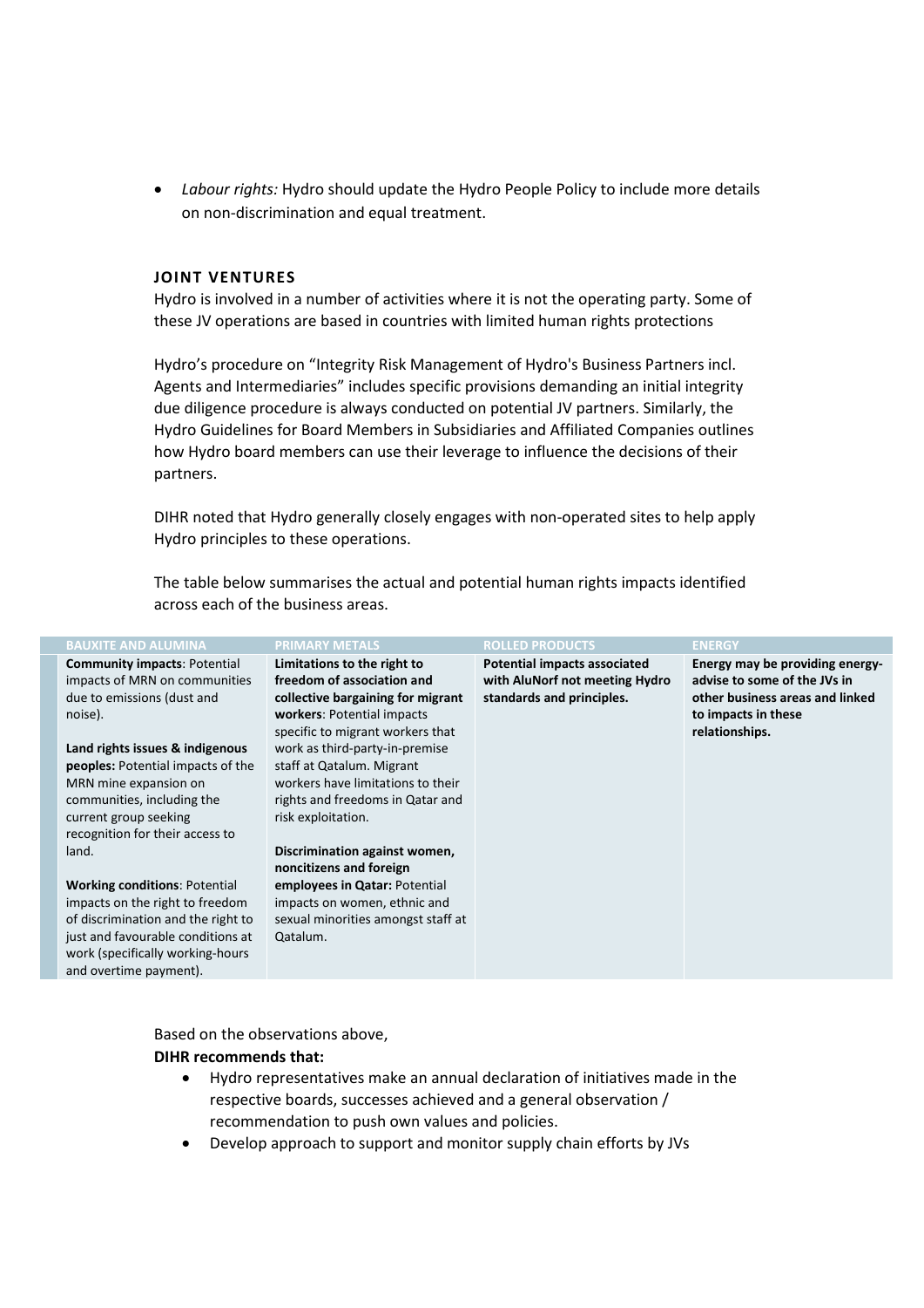- *Labour rights:* Hydro should update the Hydro People Policy to include more details on non-discrimination and equal treatment.

### JOINT VENTURES

Hydro is involved in a number of activities where it is not the operating party. Some of these JV operations are based in countries with limited human rights protections

Hydro's procedure on "Integrity Risk Management of Hydro's Business Partners incl. Agents and Intermediaries" includes specific provisions demanding an initial integrity due diligence procedure is always conducted on potential JV partners. Similarly, the Hydro Guidelines for Board Members in Subsidiaries and Affiliated Companies outlines how Hydro board members can use their leverage to influence the decisions of their partners.

DIHR noted that Hydro generally closely engages with non-operated sites to help apply Hydro principles to these operations.

The table below summarises the actual and potential human rights impacts identified across each of the business areas.

| BAUXITE AND ALUMINA | PRIMARY METALS | ROLLED PRODUCTS | ENERGY |
|---|---|---|---|
| **Community impacts**: Potential impacts of MRN on communities due to emissions (dust and noise).<br><br>**Land rights issues & indigenous peoples:** Potential impacts of the MRN mine expansion on communities, including the current group seeking recognition for their access to land.<br><br>**Working conditions**: Potential impacts on the right to freedom of discrimination and the right to just and favourable conditions at work (specifically working-hours and overtime payment). | **Limitations to the right to freedom of association and collective bargaining for migrant workers**: Potential impacts specific to migrant workers that work as third-party-in-premise staff at Qatalum. Migrant workers have limitations to their rights and freedoms in Qatar and risk exploitation.<br><br>**Discrimination against women, noncitizens and foreign employees in Qatar:** Potential impacts on women, ethnic and sexual minorities amongst staff at Qatalum. | **Potential impacts associated with AluNorf not meeting Hydro standards and principles.** | **Energy may be providing energy-advise to some of the JVs in other business areas and linked to impacts in these relationships.** |

Based on the observations above,

**DIHR recommends that:**

- Hydro representatives make an annual declaration of initiatives made in the respective boards, successes achieved and a general observation / recommendation to push own values and policies.
- Develop approach to support and monitor supply chain efforts by JVs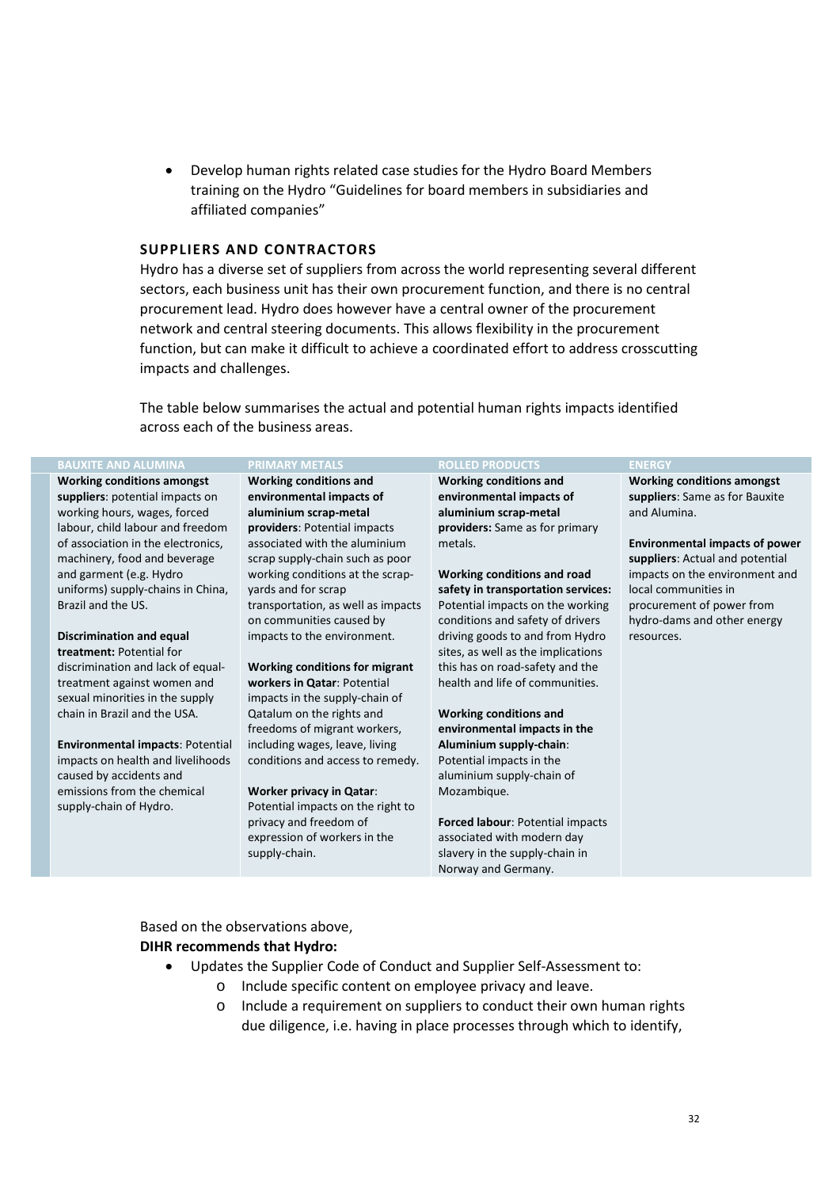- Develop human rights related case studies for the Hydro Board Members training on the Hydro "Guidelines for board members in subsidiaries and affiliated companies"

### SUPPLIERS AND CONTRACTORS

Hydro has a diverse set of suppliers from across the world representing several different sectors, each business unit has their own procurement function, and there is no central procurement lead. Hydro does however have a central owner of the procurement network and central steering documents. This allows flexibility in the procurement function, but can make it difficult to achieve a coordinated effort to address crosscutting impacts and challenges.

The table below summarises the actual and potential human rights impacts identified across each of the business areas.

| BAUXITE AND ALUMINA | PRIMARY METALS | ROLLED PRODUCTS | ENERGY |
|---|---|---|---|
| **Working conditions amongst suppliers**: potential impacts on working hours, wages, forced labour, child labour and freedom of association in the electronics, machinery, food and beverage and garment (e.g. Hydro uniforms) supply-chains in China, Brazil and the US.<br><br>**Discrimination and equal treatment:** Potential for discrimination and lack of equal-treatment against women and sexual minorities in the supply chain in Brazil and the USA.<br><br>**Environmental impacts**: Potential impacts on health and livelihoods caused by accidents and emissions from the chemical supply-chain of Hydro. | **Working conditions and environmental impacts of aluminium scrap-metal providers**: Potential impacts associated with the aluminium working conditions at the scrap-yards and for scrap transportation, as well as impacts on communities caused by impacts to the environment.<br><br>**Working conditions for migrant workers in Qatar**: Potential impacts in the supply-chain of Qatalum on the rights and freedoms of migrant workers, including wages, leave, living conditions and access to remedy.<br><br>**Worker privacy in Qatar**: Potential impacts on the right to privacy and freedom of expression of workers in the supply-chain. | **Working conditions and environmental impacts of aluminium scrap-metal providers:** Same as for primary metals.<br><br>**Working conditions and road safety in transportation services:** Potential impacts on the working conditions and safety of drivers driving goods to and from Hydro sites, as well as the implications this has on road-safety and the health and life of communities.<br><br>**Working conditions and environmental impacts in the Aluminium supply-chain**: Potential impacts in the aluminium supply-chain of Mozambique.<br><br>**Forced labour**: Potential impacts associated with modern day slavery in the supply-chain in Norway and Germany. | **Working conditions amongst suppliers**: Same as for Bauxite and Alumina.<br><br>**Environmental impacts of power suppliers**: Actual and potential impacts on the environment and local communities in procurement of power from hydro-dams and other energy resources. |

Based on the observations above,

**DIHR recommends that Hydro:**

- Updates the Supplier Code of Conduct and Supplier Self-Assessment to:
    - Include specific content on employee privacy and leave.
    - Include a requirement on suppliers to conduct their own human rights due diligence, i.e. having in place processes through which to identify,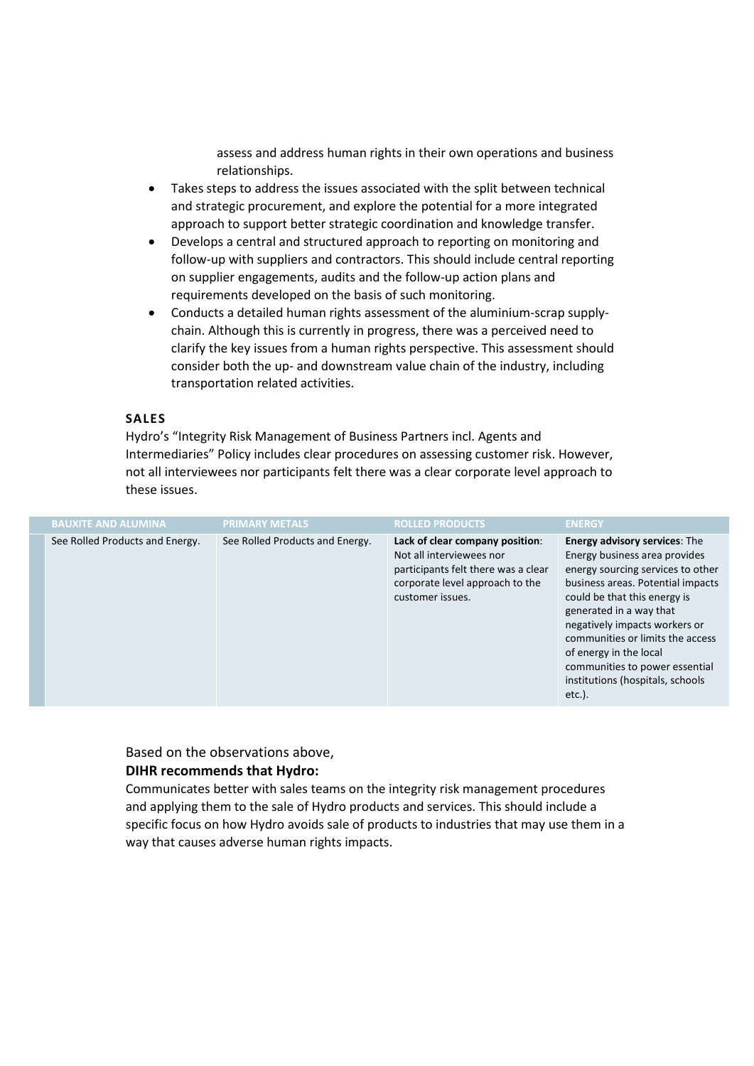assess and address human rights in their own operations and business relationships.

- Takes steps to address the issues associated with the split between technical and strategic procurement, and explore the potential for a more integrated approach to support better strategic coordination and knowledge transfer.
- Develops a central and structured approach to reporting on monitoring and follow-up with suppliers and contractors. This should include central reporting on supplier engagements, audits and the follow-up action plans and requirements developed on the basis of such monitoring.
- Conducts a detailed human rights assessment of the aluminium-scrap supply-chain. Although this is currently in progress, there was a perceived need to clarify the key issues from a human rights perspective. This assessment should consider both the up- and downstream value chain of the industry, including transportation related activities.

### SALES

Hydro's "Integrity Risk Management of Business Partners incl. Agents and Intermediaries" Policy includes clear procedures on assessing customer risk. However, not all interviewees nor participants felt there was a clear corporate level approach to these issues.

| BAUXITE AND ALUMINA | PRIMARY METALS | ROLLED PRODUCTS | ENERGY |
|---|---|---|---|
| See Rolled Products and Energy. | See Rolled Products and Energy. | **Lack of clear company position**: Not all interviewees nor participants felt there was a clear corporate level approach to the customer issues. | **Energy advisory services**: The Energy business area provides energy sourcing services to other business areas. Potential impacts could be that this energy is generated in a way that negatively impacts workers or communities or limits the access of energy in the local communities to power essential institutions (hospitals, schools etc.). |

Based on the observations above,

**DIHR recommends that Hydro:**

Communicates better with sales teams on the integrity risk management procedures and applying them to the sale of Hydro products and services. This should include a specific focus on how Hydro avoids sale of products to industries that may use them in a way that causes adverse human rights impacts.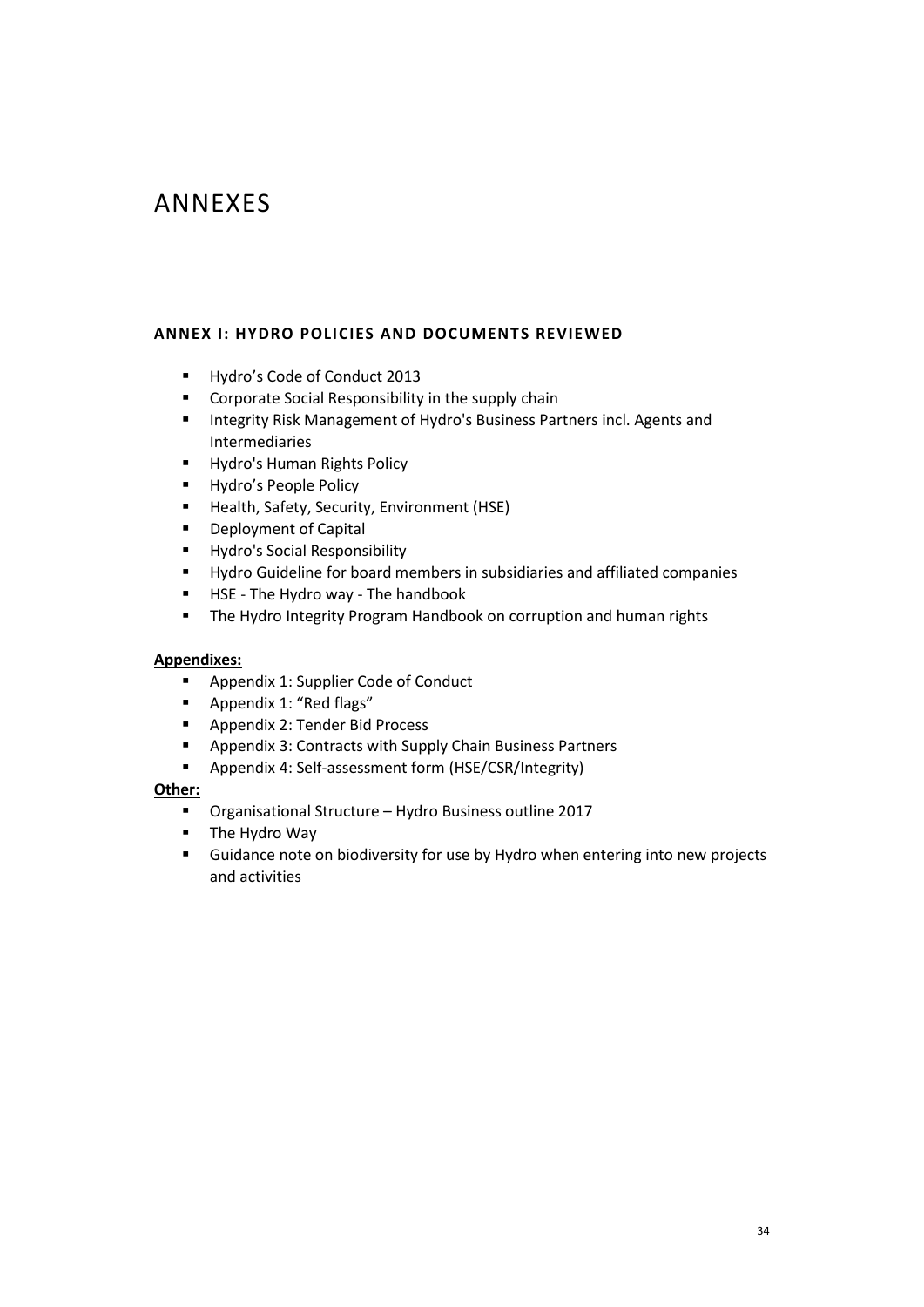# ANNEXES

### ANNEX I: HYDRO POLICIES AND DOCUMENTS REVIEWED

- Hydro's Code of Conduct 2013
- Corporate Social Responsibility in the supply chain
- Integrity Risk Management of Hydro's Business Partners incl. Agents and Intermediaries
- Hydro's Human Rights Policy
- Hydro's People Policy
- Health, Safety, Security, Environment (HSE)
- Deployment of Capital
- Hydro's Social Responsibility
- Hydro Guideline for board members in subsidiaries and affiliated companies
- HSE - The Hydro way - The handbook
- The Hydro Integrity Program Handbook on corruption and human rights

**Appendixes:**

- Appendix 1: Supplier Code of Conduct
- Appendix 1: "Red flags"
- Appendix 2: Tender Bid Process
- Appendix 3: Contracts with Supply Chain Business Partners
- Appendix 4: Self-assessment form (HSE/CSR/Integrity)

**Other:**

- Organisational Structure – Hydro Business outline 2017
- The Hydro Way
- Guidance note on biodiversity for use by Hydro when entering into new projects and activities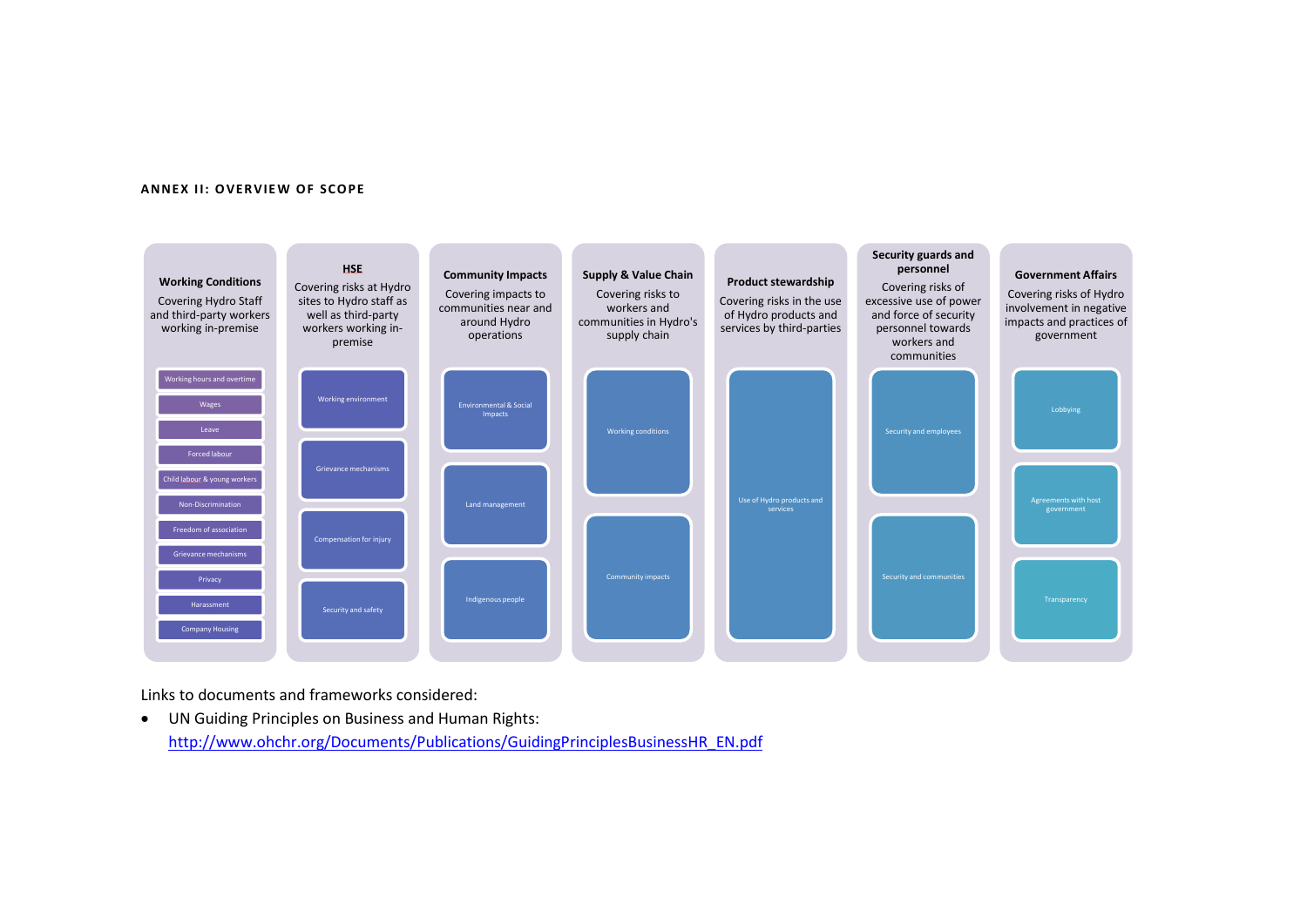## ANNEX II: OVERVIEW OF SCOPE

**Working Conditions**

Covering Hydro Staff and third-party workers working in-premise

- Working hours and overtime
- Wages
- Leave
- Forced labour
- Child labour & young workers
- Non-Discrimination
- Freedom of association
- Grievance mechanisms
- Privacy
- Harassment
- Company Housing

**HSE**

Covering risks at Hydro sites to Hydro staff as well as third-party workers working in-premise

- Working environment
- Grievance mechanisms
- Compensation for injury
- Security and safety

**Community Impacts**

Covering impacts to communities near and around Hydro operations

- Environmental & Social Impacts
- Land management
- Indigenous people

**Supply & Value Chain**

Covering risks to workers and communities in Hydro's supply chain

- Working conditions
- Community impacts

**Product stewardship**

Covering risks in the use of Hydro products and services by third-parties

- Use of Hydro products and services

**Security guards and personnel**

Covering risks of excessive use of power and force of security personnel towards workers and communities

- Security and employees
- Security and communities

**Government Affairs**

Covering risks of Hydro involvement in negative impacts and practices of government

- Lobbying
- Agreements with host government
- Transparency

Links to documents and frameworks considered:

- UN Guiding Principles on Business and Human Rights:
  http://www.ohchr.org/Documents/Publications/GuidingPrinciplesBusinessHR_EN.pdf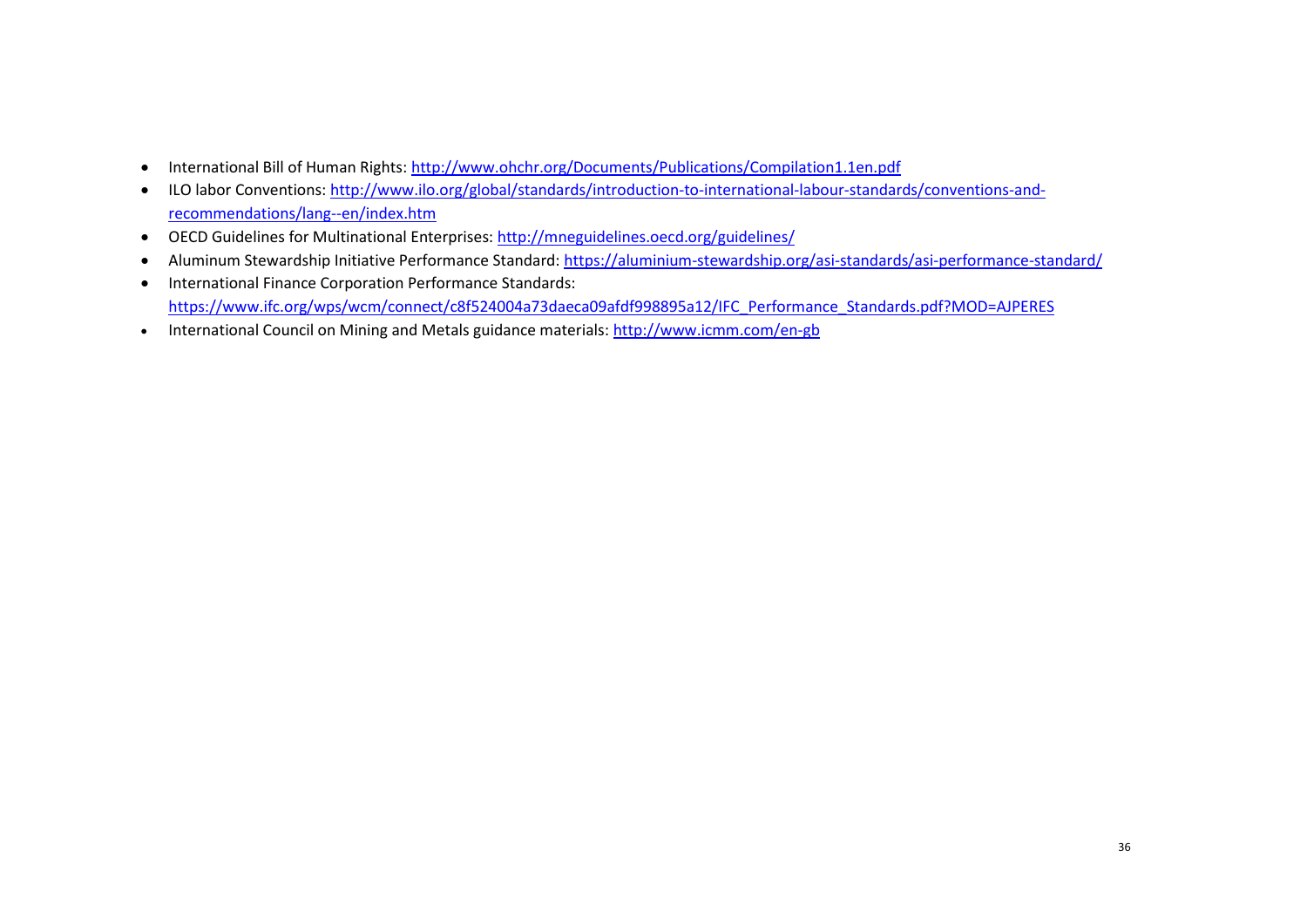- International Bill of Human Rights: http://www.ohchr.org/Documents/Publications/Compilation1.1en.pdf
- ILO labor Conventions: http://www.ilo.org/global/standards/introduction-to-international-labour-standards/conventions-and-recommendations/lang--en/index.htm
- OECD Guidelines for Multinational Enterprises: http://mneguidelines.oecd.org/guidelines/
- Aluminum Stewardship Initiative Performance Standard: https://aluminium-stewardship.org/asi-standards/asi-performance-standard/
- International Finance Corporation Performance Standards: https://www.ifc.org/wps/wcm/connect/c8f524004a73daeca09afdf998895a12/IFC_Performance_Standards.pdf?MOD=AJPERES
- International Council on Mining and Metals guidance materials: http://www.icmm.com/en-gb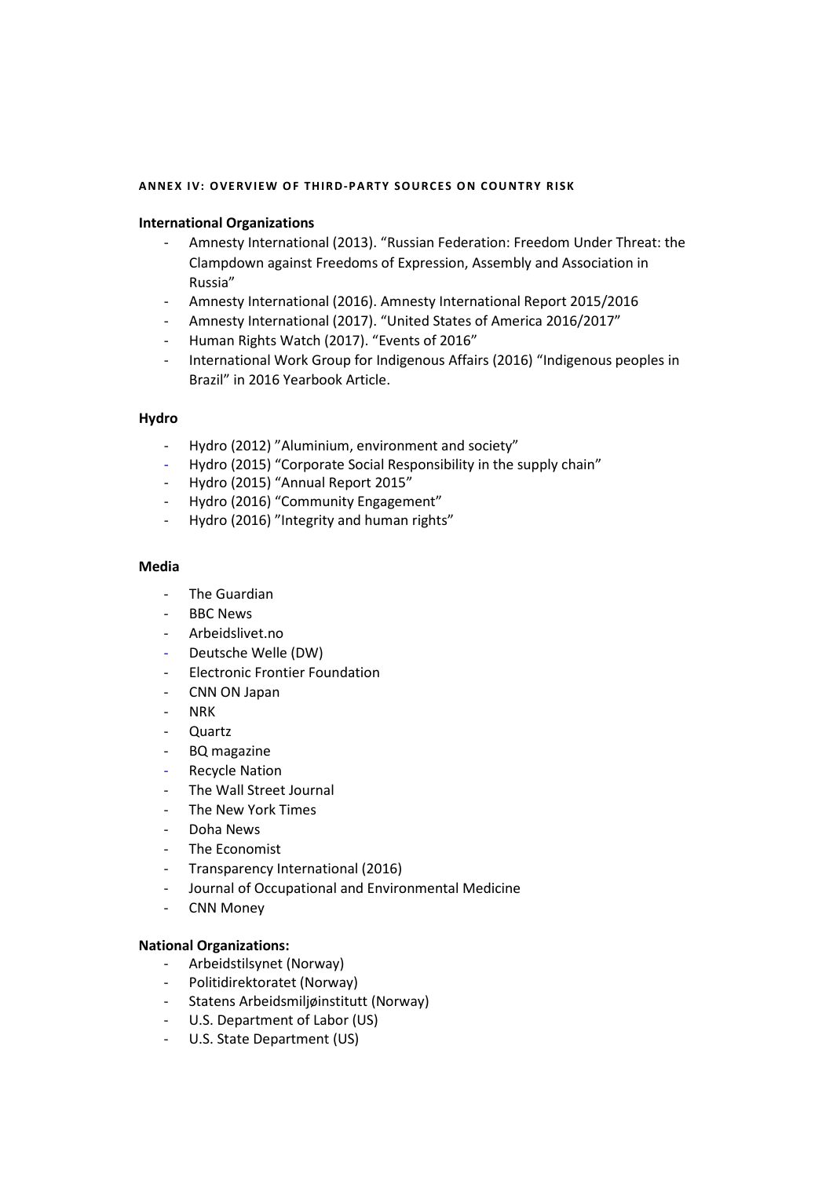#### ANNEX IV: OVERVIEW OF THIRD-PARTY SOURCES ON COUNTRY RISK

**International Organizations**

- Amnesty International (2013). "Russian Federation: Freedom Under Threat: the Clampdown against Freedoms of Expression, Assembly and Association in Russia"
- Amnesty International (2016). Amnesty International Report 2015/2016
- Amnesty International (2017). "United States of America 2016/2017"
- Human Rights Watch (2017). "Events of 2016"
- International Work Group for Indigenous Affairs (2016) "Indigenous peoples in Brazil" in 2016 Yearbook Article.

**Hydro**

- Hydro (2012) "Aluminium, environment and society"
- Hydro (2015) "Corporate Social Responsibility in the supply chain"
- Hydro (2015) "Annual Report 2015"
- Hydro (2016) "Community Engagement"
- Hydro (2016) "Integrity and human rights"

**Media**

- The Guardian
- BBC News
- Arbeidslivet.no
- Deutsche Welle (DW)
- Electronic Frontier Foundation
- CNN ON Japan
- NRK
- Quartz
- BQ magazine
- Recycle Nation
- The Wall Street Journal
- The New York Times
- Doha News
- The Economist
- Transparency International (2016)
- Journal of Occupational and Environmental Medicine
- CNN Money

**National Organizations:**

- Arbeidstilsynet (Norway)
- Politidirektoratet (Norway)
- Statens Arbeidsmiljøinstitutt (Norway)
- U.S. Department of Labor (US)
- U.S. State Department (US)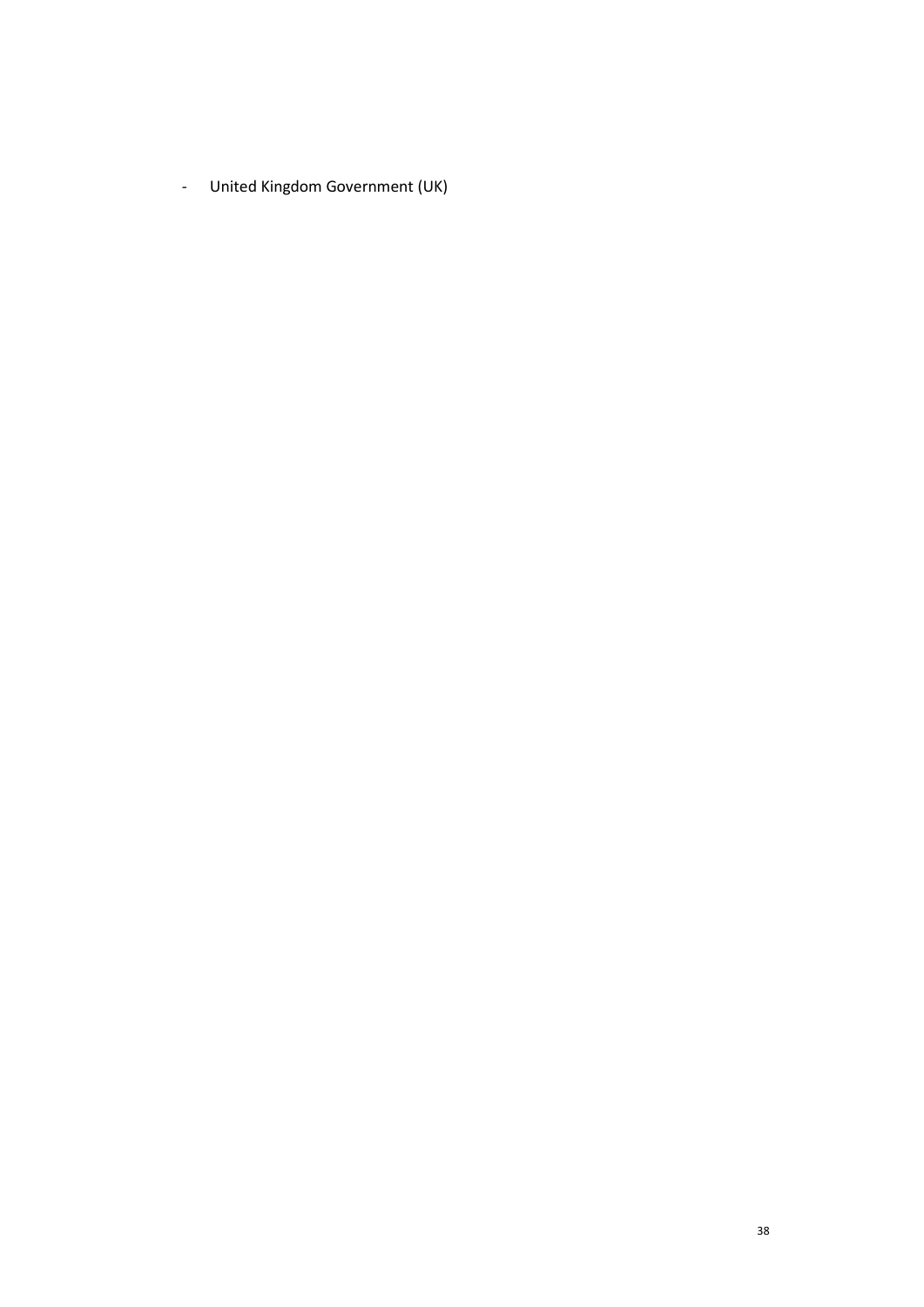- United Kingdom Government (UK)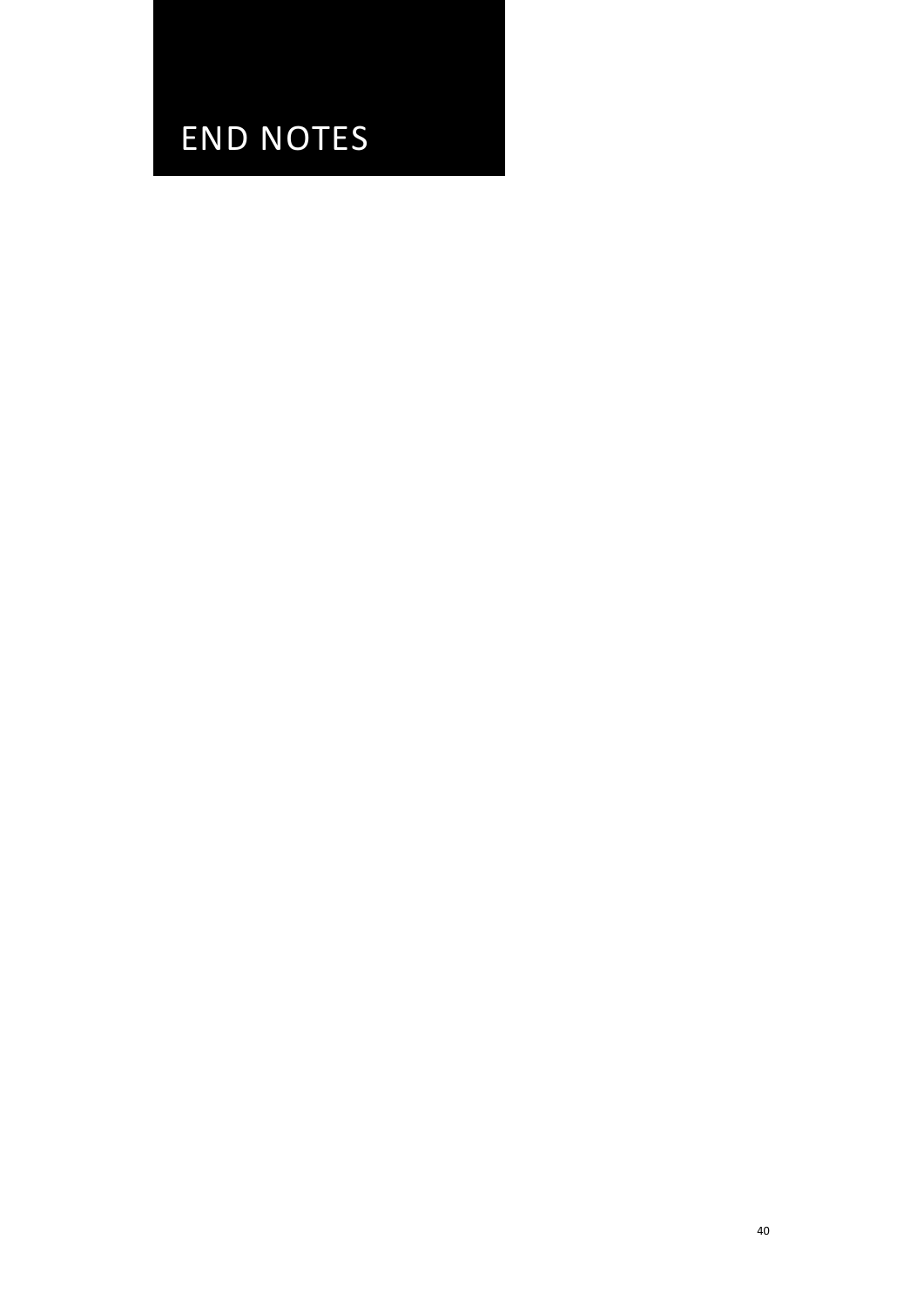# END NOTES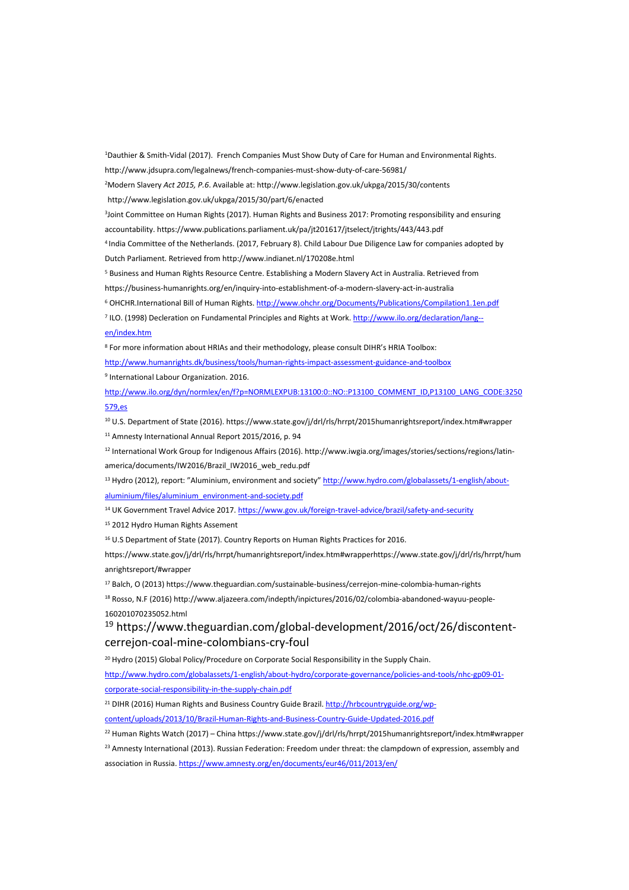[1]Dauthier & Smith-Vidal (2017). French Companies Must Show Duty of Care for Human and Environmental Rights. http://www.jdsupra.com/legalnews/french-companies-must-show-duty-of-care-56981/

[2]Modern Slavery *Act 2015, P.6*. Available at: http://www.legislation.gov.uk/ukpga/2015/30/contents
http://www.legislation.gov.uk/ukpga/2015/30/part/6/enacted

[3]Joint Committee on Human Rights (2017). Human Rights and Business 2017: Promoting responsibility and ensuring accountability. https://www.publications.parliament.uk/pa/jt201617/jtselect/jtrights/443/443.pdf

[4] India Committee of the Netherlands. (2017, February 8). Child Labour Due Diligence Law for companies adopted by Dutch Parliament. Retrieved from http://www.indianet.nl/170208e.html

[5] Business and Human Rights Resource Centre. Establishing a Modern Slavery Act in Australia. Retrieved from https://business-humanrights.org/en/inquiry-into-establishment-of-a-modern-slavery-act-in-australia

[6] OHCHR.International Bill of Human Rights. http://www.ohchr.org/Documents/Publications/Compilation1.1en.pdf

[7] ILO. (1998) Decleration on Fundamental Principles and Rights at Work. http://www.ilo.org/declaration/lang--en/index.htm

[8] For more information about HRIAs and their methodology, please consult DIHR's HRIA Toolbox: http://www.humanrights.dk/business/tools/human-rights-impact-assessment-guidance-and-toolbox

[9] International Labour Organization. 2016.
http://www.ilo.org/dyn/normlex/en/f?p=NORMLEXPUB:13100:0::NO::P13100_COMMENT_ID,P13100_LANG_CODE:3250579,es

[10] U.S. Department of State (2016). https://www.state.gov/j/drl/rls/hrrpt/2015humanrightsreport/index.htm#wrapper

[11] Amnesty International Annual Report 2015/2016, p. 94

[12] International Work Group for Indigenous Affairs (2016). http://www.iwgia.org/images/stories/sections/regions/latin-america/documents/IW2016/Brazil_IW2016_web_redu.pdf

[13] Hydro (2012), report: "Aluminium, environment and society" http://www.hydro.com/globalassets/1-english/about-aluminium/files/aluminium_environment-and-society.pdf

[14] UK Government Travel Advice 2017. https://www.gov.uk/foreign-travel-advice/brazil/safety-and-security

[15] 2012 Hydro Human Rights Assement

[16] U.S Department of State (2017). Country Reports on Human Rights Practices for 2016.
https://www.state.gov/j/drl/rls/hrrpt/humanrightsreport/index.htm#wrapperhttps://www.state.gov/j/drl/rls/hrrpt/humanrightsreport/#wrapper

[17] Balch, O (2013) https://www.theguardian.com/sustainable-business/cerrejon-mine-colombia-human-rights

[18] Rosso, N.F (2016) http://www.aljazeera.com/indepth/inpictures/2016/02/colombia-abandoned-wayuu-people-160201070235052.html

[19] https://www.theguardian.com/global-development/2016/oct/26/discontent-cerrejon-coal-mine-colombians-cry-foul

[20] Hydro (2015) Global Policy/Procedure on Corporate Social Responsibility in the Supply Chain.
http://www.hydro.com/globalassets/1-english/about-hydro/corporate-governance/policies-and-tools/nhc-gp09-01-corporate-social-responsibility-in-the-supply-chain.pdf

[21] DIHR (2016) Human Rights and Business Country Guide Brazil. http://hrbcountryguide.org/wp-content/uploads/2013/10/Brazil-Human-Rights-and-Business-Country-Guide-Updated-2016.pdf

[22] Human Rights Watch (2017) – China https://www.state.gov/j/drl/rls/hrrpt/2015humanrightsreport/index.htm#wrapper

[23] Amnesty International (2013). Russian Federation: Freedom under threat: the clampdown of expression, assembly and association in Russia. https://www.amnesty.org/en/documents/eur46/011/2013/en/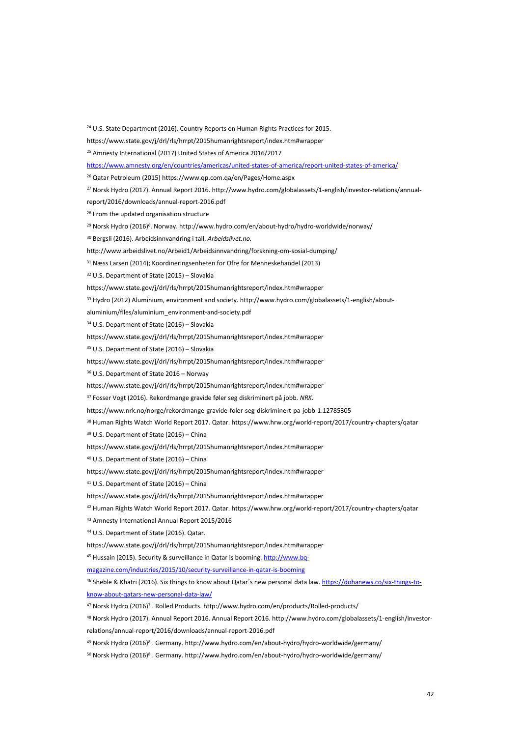[24] U.S. State Department (2016). Country Reports on Human Rights Practices for 2015. https://www.state.gov/j/drl/rls/hrrpt/2015humanrightsreport/index.htm#wrapper

[25] Amnesty International (2017) United States of America 2016/2017 https://www.amnesty.org/en/countries/americas/united-states-of-america/report-united-states-of-america/

[26] Qatar Petroleum (2015) https://www.qp.com.qa/en/Pages/Home.aspx

[27] Norsk Hydro (2017). Annual Report 2016. http://www.hydro.com/globalassets/1-english/investor-relations/annual-report/2016/downloads/annual-report-2016.pdf

[28] From the updated organisation structure

[29] Norsk Hydro (2016)[6]. Norway. http://www.hydro.com/en/about-hydro/hydro-worldwide/norway/

[30] Bergsli (2016). Arbeidsinnvandring i tall. *Arbeidslivet.no.* http://www.arbeidslivet.no/Arbeid1/Arbeidsinnvandring/forskning-om-sosial-dumping/

[31] Næss Larsen (2014); Koordineringsenheten for Ofre for Menneskehandel (2013)

[32] U.S. Department of State (2015) – Slovakia https://www.state.gov/j/drl/rls/hrrpt/2015humanrightsreport/index.htm#wrapper

[33] Hydro (2012) Aluminium, environment and society. http://www.hydro.com/globalassets/1-english/about-aluminium/files/aluminium_environment-and-society.pdf

[34] U.S. Department of State (2016) – Slovakia https://www.state.gov/j/drl/rls/hrrpt/2015humanrightsreport/index.htm#wrapper

[35] U.S. Department of State (2016) – Slovakia https://www.state.gov/j/drl/rls/hrrpt/2015humanrightsreport/index.htm#wrapper

[36] U.S. Department of State 2016 – Norway https://www.state.gov/j/drl/rls/hrrpt/2015humanrightsreport/index.htm#wrapper

[37] Fosser Vogt (2016). Rekordmange gravide føler seg diskriminert på jobb. *NRK.* https://www.nrk.no/norge/rekordmange-gravide-foler-seg-diskriminert-pa-jobb-1.12785305

[38] Human Rights Watch World Report 2017. Qatar. https://www.hrw.org/world-report/2017/country-chapters/qatar

[39] U.S. Department of State (2016) – China https://www.state.gov/j/drl/rls/hrrpt/2015humanrightsreport/index.htm#wrapper

[40] U.S. Department of State (2016) – China https://www.state.gov/j/drl/rls/hrrpt/2015humanrightsreport/index.htm#wrapper

[41] U.S. Department of State (2016) – China https://www.state.gov/j/drl/rls/hrrpt/2015humanrightsreport/index.htm#wrapper

[42] Human Rights Watch World Report 2017. Qatar. https://www.hrw.org/world-report/2017/country-chapters/qatar

[43] Amnesty International Annual Report 2015/2016

[44] U.S. Department of State (2016). Qatar. https://www.state.gov/j/drl/rls/hrrpt/2015humanrightsreport/index.htm#wrapper

[45] Hussain (2015). Security & surveillance in Qatar is booming. http://www.bq-magazine.com/industries/2015/10/security-surveillance-in-qatar-is-booming

[46] Sheble & Khatri (2016). Six things to know about Qatar´s new personal data law. https://dohanews.co/six-things-to-know-about-qatars-new-personal-data-law/

[47] Norsk Hydro (2016)[7] . Rolled Products. http://www.hydro.com/en/products/Rolled-products/

[48] Norsk Hydro (2017). Annual Report 2016. Annual Report 2016. http://www.hydro.com/globalassets/1-english/investor-relations/annual-report/2016/downloads/annual-report-2016.pdf

[49] Norsk Hydro (2016)[8] . Germany. http://www.hydro.com/en/about-hydro/hydro-worldwide/germany/

[50] Norsk Hydro (2016)[8] . Germany. http://www.hydro.com/en/about-hydro/hydro-worldwide/germany/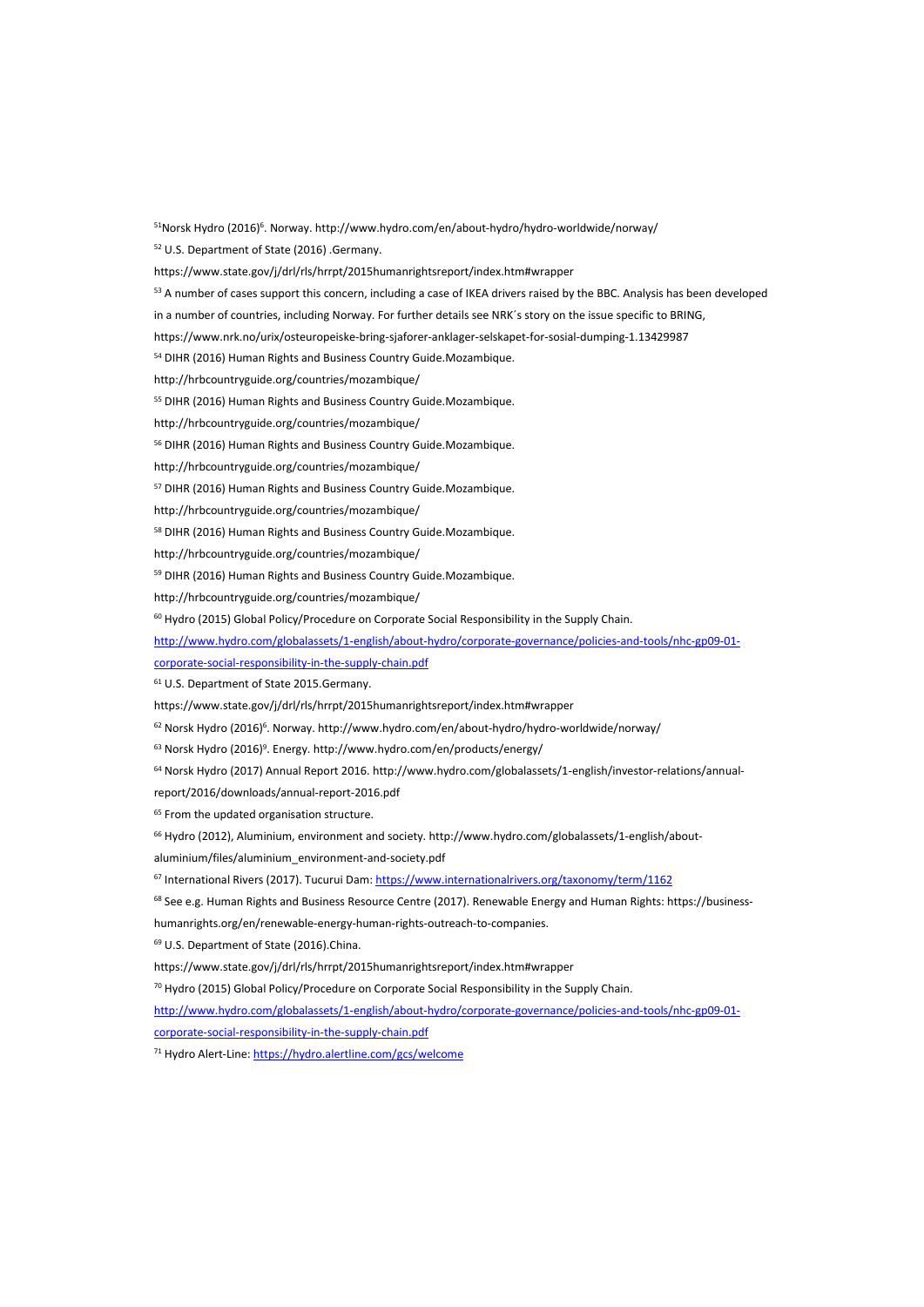[51]Norsk Hydro (2016)[6]. Norway. http://www.hydro.com/en/about-hydro/hydro-worldwide/norway/

[52] U.S. Department of State (2016) .Germany.
https://www.state.gov/j/drl/rls/hrrpt/2015humanrightsreport/index.htm#wrapper

[53] A number of cases support this concern, including a case of IKEA drivers raised by the BBC. Analysis has been developed in a number of countries, including Norway. For further details see NRK´s story on the issue specific to BRING, https://www.nrk.no/urix/osteuropeiske-bring-sjaforer-anklager-selskapet-for-sosial-dumping-1.13429987

[54] DIHR (2016) Human Rights and Business Country Guide.Mozambique.
http://hrbcountryguide.org/countries/mozambique/

[55] DIHR (2016) Human Rights and Business Country Guide.Mozambique.
http://hrbcountryguide.org/countries/mozambique/

[56] DIHR (2016) Human Rights and Business Country Guide.Mozambique.
http://hrbcountryguide.org/countries/mozambique/

[57] DIHR (2016) Human Rights and Business Country Guide.Mozambique.
http://hrbcountryguide.org/countries/mozambique/

[58] DIHR (2016) Human Rights and Business Country Guide.Mozambique.
http://hrbcountryguide.org/countries/mozambique/

[59] DIHR (2016) Human Rights and Business Country Guide.Mozambique.
http://hrbcountryguide.org/countries/mozambique/

[60] Hydro (2015) Global Policy/Procedure on Corporate Social Responsibility in the Supply Chain.
http://www.hydro.com/globalassets/1-english/about-hydro/corporate-governance/policies-and-tools/nhc-gp09-01-corporate-social-responsibility-in-the-supply-chain.pdf

[61] U.S. Department of State 2015.Germany.
https://www.state.gov/j/drl/rls/hrrpt/2015humanrightsreport/index.htm#wrapper

[62] Norsk Hydro (2016)[6]. Norway. http://www.hydro.com/en/about-hydro/hydro-worldwide/norway/

[63] Norsk Hydro (2016)[9]. Energy. http://www.hydro.com/en/products/energy/

[64] Norsk Hydro (2017) Annual Report 2016. http://www.hydro.com/globalassets/1-english/investor-relations/annual-report/2016/downloads/annual-report-2016.pdf

[65] From the updated organisation structure.

[66] Hydro (2012), Aluminium, environment and society. http://www.hydro.com/globalassets/1-english/about-aluminium/files/aluminium_environment-and-society.pdf

[67] International Rivers (2017). Tucurui Dam: https://www.internationalrivers.org/taxonomy/term/1162

[68] See e.g. Human Rights and Business Resource Centre (2017). Renewable Energy and Human Rights: https://business-humanrights.org/en/renewable-energy-human-rights-outreach-to-companies.

[69] U.S. Department of State (2016).China.
https://www.state.gov/j/drl/rls/hrrpt/2015humanrightsreport/index.htm#wrapper

[70] Hydro (2015) Global Policy/Procedure on Corporate Social Responsibility in the Supply Chain.
http://www.hydro.com/globalassets/1-english/about-hydro/corporate-governance/policies-and-tools/nhc-gp09-01-corporate-social-responsibility-in-the-supply-chain.pdf

[71] Hydro Alert-Line: https://hydro.alertline.com/gcs/welcome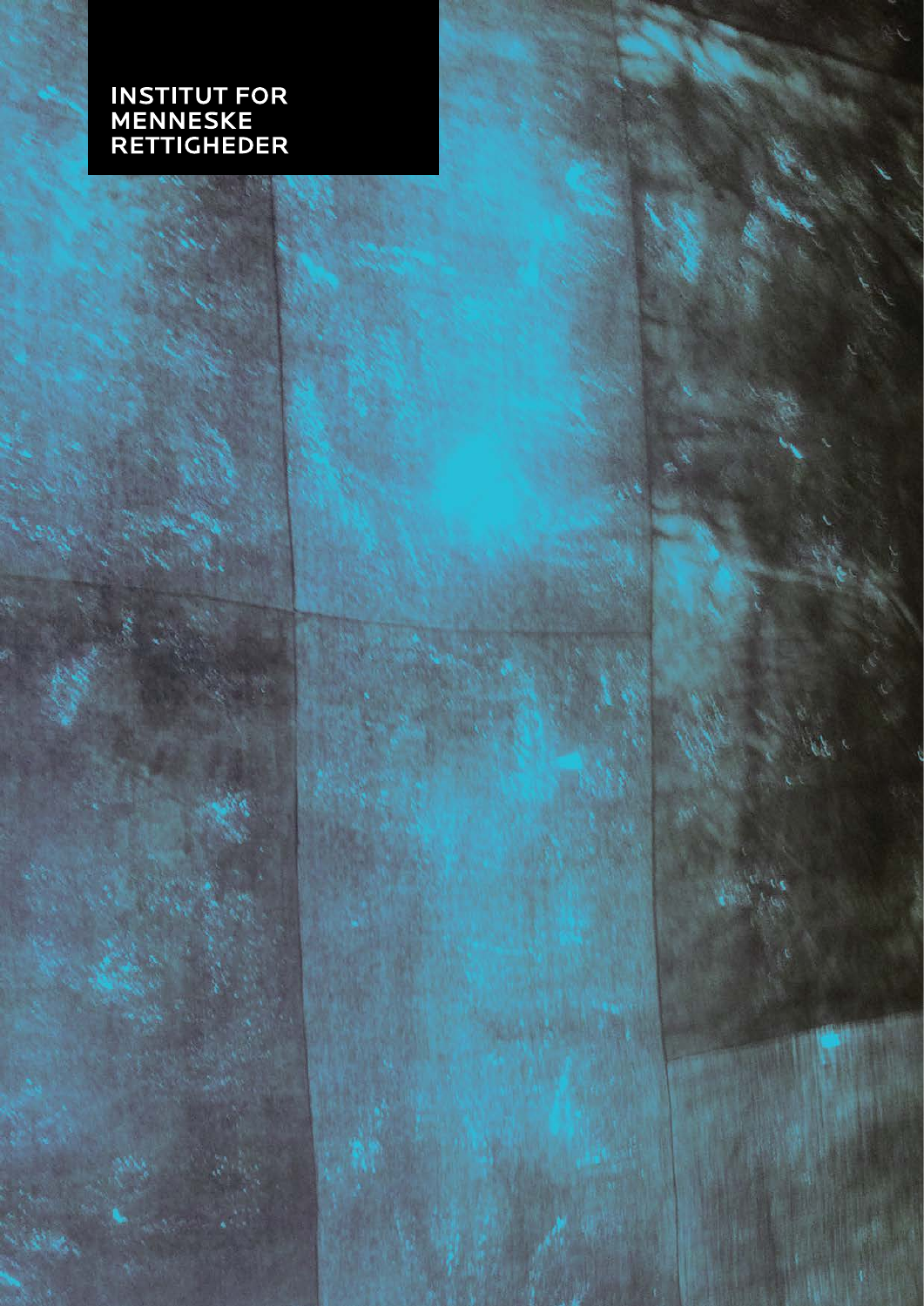INSTITUT FOR MENNESKE RETTIGHEDER